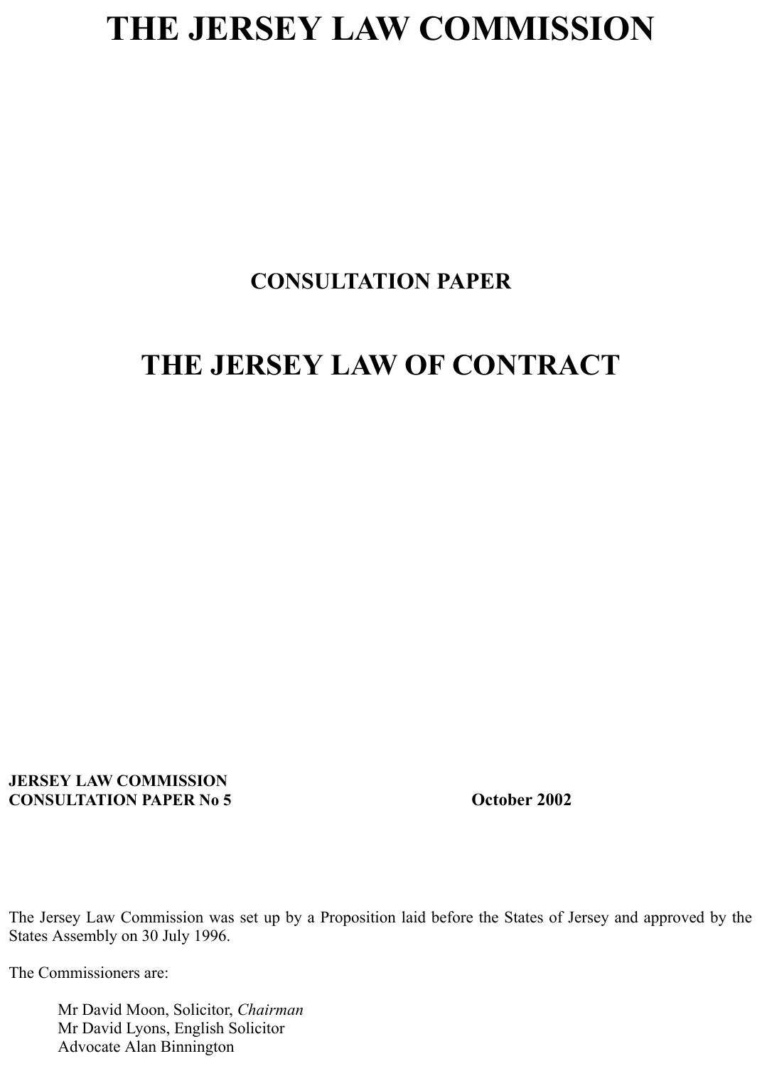# THE JERSEY LAW COMMISSION

## CONSULTATION PAPER

# THE JERSEY LAW OF CONTRACT

**JERSEY LAW COMMISSION**
**CONSULTATION PAPER No 5** **October 2002**

The Jersey Law Commission was set up by a Proposition laid before the States of Jersey and approved by the States Assembly on 30 July 1996.

The Commissioners are:

Mr David Moon, Solicitor, *Chairman*
Mr David Lyons, English Solicitor
Advocate Alan Binnington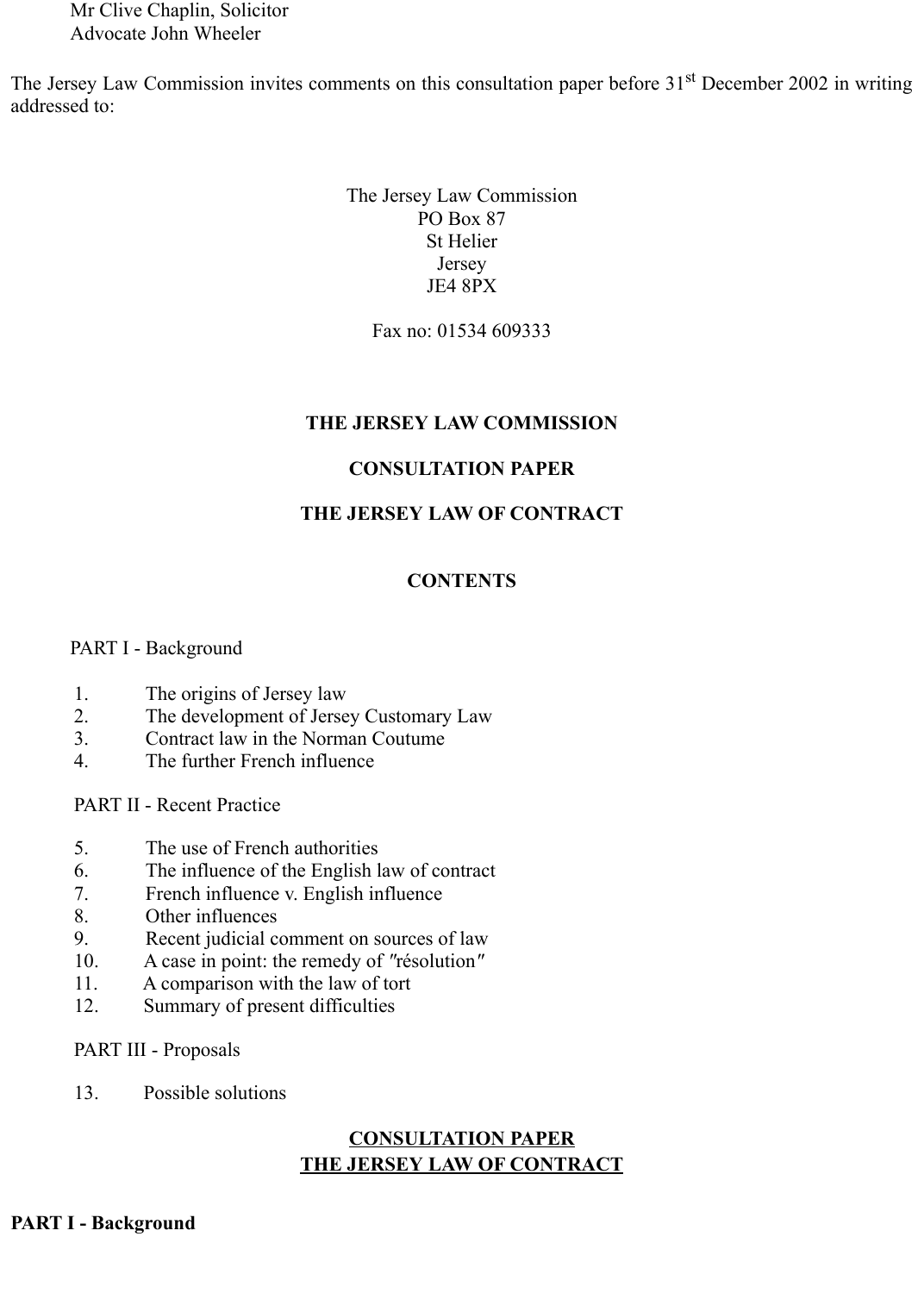Mr Clive Chaplin, Solicitor
Advocate John Wheeler

The Jersey Law Commission invites comments on this consultation paper before 31st December 2002 in writing addressed to:

The Jersey Law Commission
PO Box 87
St Helier
Jersey
JE4 8PX

Fax no: 01534 609333

## THE JERSEY LAW COMMISSION

## CONSULTATION PAPER

## THE JERSEY LAW OF CONTRACT

### CONTENTS

PART I - Background

1. The origins of Jersey law
2. The development of Jersey Customary Law
3. Contract law in the Norman Coutume
4. The further French influence

PART II - Recent Practice

5. The use of French authorities
6. The influence of the English law of contract
7. French influence v. English influence
8. Other influences
9. Recent judicial comment on sources of law
10. A case in point: the remedy of "résolution"
11. A comparison with the law of tort
12. Summary of present difficulties

PART III - Proposals

13. Possible solutions

## CONSULTATION PAPER
## THE JERSEY LAW OF CONTRACT

## PART I - Background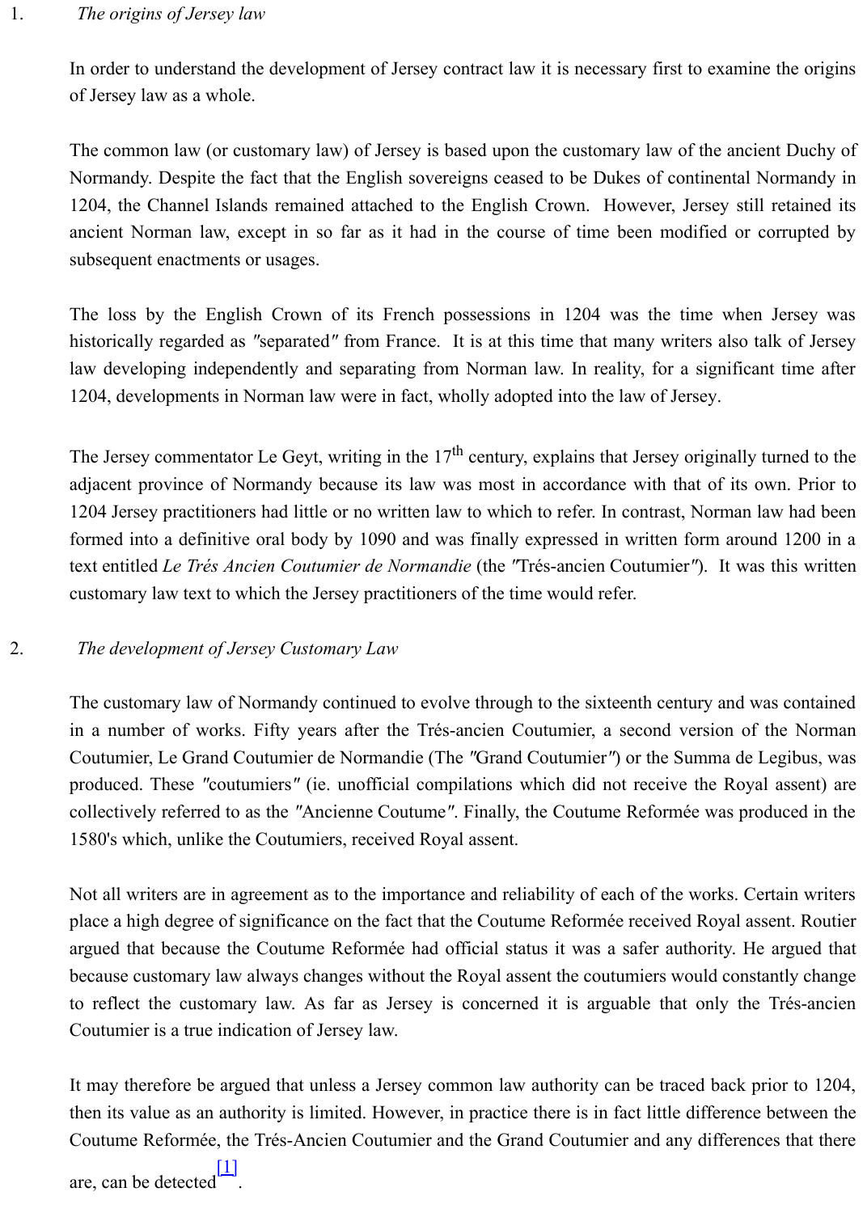1. *The origins of Jersey law*

In order to understand the development of Jersey contract law it is necessary first to examine the origins of Jersey law as a whole.

The common law (or customary law) of Jersey is based upon the customary law of the ancient Duchy of Normandy. Despite the fact that the English sovereigns ceased to be Dukes of continental Normandy in 1204, the Channel Islands remained attached to the English Crown. However, Jersey still retained its ancient Norman law, except in so far as it had in the course of time been modified or corrupted by subsequent enactments or usages.

The loss by the English Crown of its French possessions in 1204 was the time when Jersey was historically regarded as "separated" from France. It is at this time that many writers also talk of Jersey law developing independently and separating from Norman law. In reality, for a significant time after 1204, developments in Norman law were in fact, wholly adopted into the law of Jersey.

The Jersey commentator Le Geyt, writing in the 17th century, explains that Jersey originally turned to the adjacent province of Normandy because its law was most in accordance with that of its own. Prior to 1204 Jersey practitioners had little or no written law to which to refer. In contrast, Norman law had been formed into a definitive oral body by 1090 and was finally expressed in written form around 1200 in a text entitled *Le Trés Ancien Coutumier de Normandie* (the "Trés-ancien Coutumier"). It was this written customary law text to which the Jersey practitioners of the time would refer.

2. *The development of Jersey Customary Law*

The customary law of Normandy continued to evolve through to the sixteenth century and was contained in a number of works. Fifty years after the Trés-ancien Coutumier, a second version of the Norman Coutumier, Le Grand Coutumier de Normandie (The "Grand Coutumier") or the Summa de Legibus, was produced. These "coutumiers" (ie. unofficial compilations which did not receive the Royal assent) are collectively referred to as the "Ancienne Coutume". Finally, the Coutume Reformée was produced in the 1580's which, unlike the Coutumiers, received Royal assent.

Not all writers are in agreement as to the importance and reliability of each of the works. Certain writers place a high degree of significance on the fact that the Coutume Reformée received Royal assent. Routier argued that because the Coutume Reformée had official status it was a safer authority. He argued that because customary law always changes without the Royal assent the coutumiers would constantly change to reflect the customary law. As far as Jersey is concerned it is arguable that only the Trés-ancien Coutumier is a true indication of Jersey law.

It may therefore be argued that unless a Jersey common law authority can be traced back prior to 1204, then its value as an authority is limited. However, in practice there is in fact little difference between the Coutume Reformée, the Trés-Ancien Coutumier and the Grand Coutumier and any differences that there are, can be detected[1].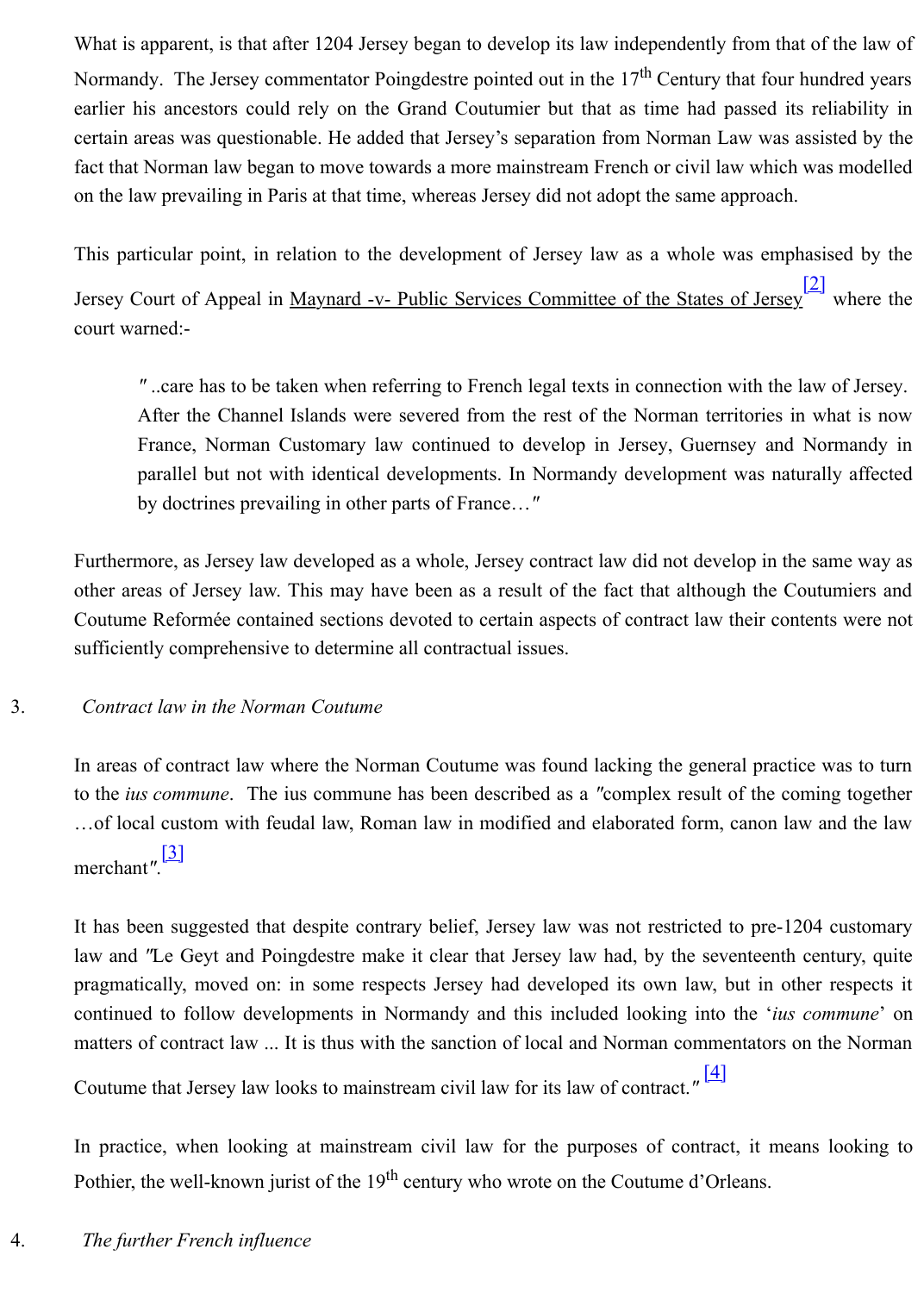What is apparent, is that after 1204 Jersey began to develop its law independently from that of the law of Normandy. The Jersey commentator Poingdestre pointed out in the 17th Century that four hundred years earlier his ancestors could rely on the Grand Coutumier but that as time had passed its reliability in certain areas was questionable. He added that Jersey's separation from Norman Law was assisted by the fact that Norman law began to move towards a more mainstream French or civil law which was modelled on the law prevailing in Paris at that time, whereas Jersey did not adopt the same approach.

This particular point, in relation to the development of Jersey law as a whole was emphasised by the Jersey Court of Appeal in Maynard -v- Public Services Committee of the States of Jersey[2] where the court warned:-

> "..care has to be taken when referring to French legal texts in connection with the law of Jersey. After the Channel Islands were severed from the rest of the Norman territories in what is now France, Norman Customary law continued to develop in Jersey, Guernsey and Normandy in parallel but not with identical developments. In Normandy development was naturally affected by doctrines prevailing in other parts of France…"

Furthermore, as Jersey law developed as a whole, Jersey contract law did not develop in the same way as other areas of Jersey law. This may have been as a result of the fact that although the Coutumiers and Coutume Reformée contained sections devoted to certain aspects of contract law their contents were not sufficiently comprehensive to determine all contractual issues.

3. *Contract law in the Norman Coutume*

In areas of contract law where the Norman Coutume was found lacking the general practice was to turn to the *ius commune*. The ius commune has been described as a "complex result of the coming together …of local custom with feudal law, Roman law in modified and elaborated form, canon law and the law merchant".[3]

It has been suggested that despite contrary belief, Jersey law was not restricted to pre-1204 customary law and "Le Geyt and Poingdestre make it clear that Jersey law had, by the seventeenth century, quite pragmatically, moved on: in some respects Jersey had developed its own law, but in other respects it continued to follow developments in Normandy and this included looking into the '*ius commune*' on matters of contract law ... It is thus with the sanction of local and Norman commentators on the Norman Coutume that Jersey law looks to mainstream civil law for its law of contract."[4]

In practice, when looking at mainstream civil law for the purposes of contract, it means looking to Pothier, the well-known jurist of the 19th century who wrote on the Coutume d'Orleans.

4. *The further French influence*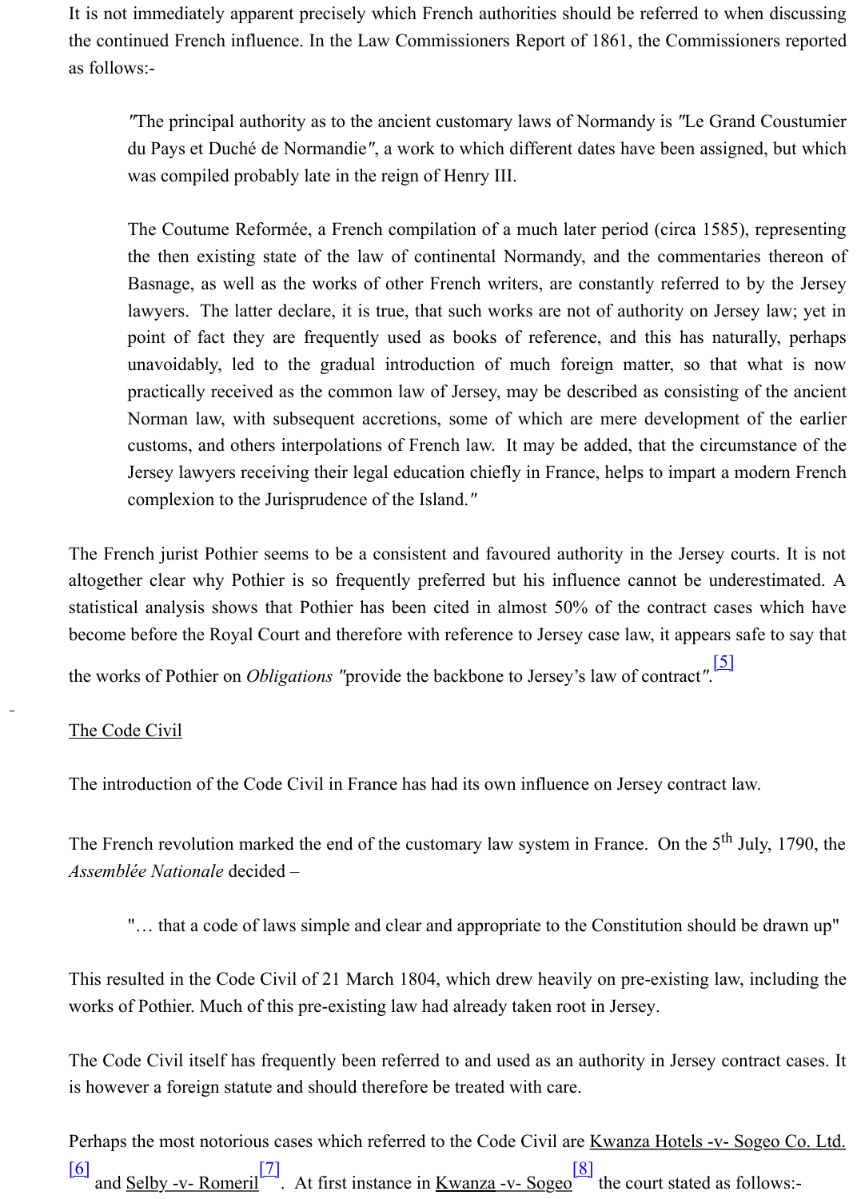It is not immediately apparent precisely which French authorities should be referred to when discussing the continued French influence. In the Law Commissioners Report of 1861, the Commissioners reported as follows:-

> "The principal authority as to the ancient customary laws of Normandy is "Le Grand Coustumier du Pays et Duché de Normandie", a work to which different dates have been assigned, but which was compiled probably late in the reign of Henry III.
>
> The Coutume Reformée, a French compilation of a much later period (circa 1585), representing the then existing state of the law of continental Normandy, and the commentaries thereon of Basnage, as well as the works of other French writers, are constantly referred to by the Jersey lawyers. The latter declare, it is true, that such works are not of authority on Jersey law; yet in point of fact they are frequently used as books of reference, and this has naturally, perhaps unavoidably, led to the gradual introduction of much foreign matter, so that what is now practically received as the common law of Jersey, may be described as consisting of the ancient Norman law, with subsequent accretions, some of which are mere development of the earlier customs, and others interpolations of French law. It may be added, that the circumstance of the Jersey lawyers receiving their legal education chiefly in France, helps to impart a modern French complexion to the Jurisprudence of the Island."

The French jurist Pothier seems to be a consistent and favoured authority in the Jersey courts. It is not altogether clear why Pothier is so frequently preferred but his influence cannot be underestimated. A statistical analysis shows that Pothier has been cited in almost 50% of the contract cases which have become before the Royal Court and therefore with reference to Jersey case law, it appears safe to say that the works of Pothier on *Obligations* "provide the backbone to Jersey's law of contract".[5]

## The Code Civil

The introduction of the Code Civil in France has had its own influence on Jersey contract law.

The French revolution marked the end of the customary law system in France. On the 5th July, 1790, the *Assemblée Nationale* decided –

> "… that a code of laws simple and clear and appropriate to the Constitution should be drawn up"

This resulted in the Code Civil of 21 March 1804, which drew heavily on pre-existing law, including the works of Pothier. Much of this pre-existing law had already taken root in Jersey.

The Code Civil itself has frequently been referred to and used as an authority in Jersey contract cases. It is however a foreign statute and should therefore be treated with care.

Perhaps the most notorious cases which referred to the Code Civil are Kwanza Hotels -v- Sogeo Co. Ltd.[6] and Selby -v- Romeril[7]. At first instance in Kwanza -v- Sogeo[8] the court stated as follows:-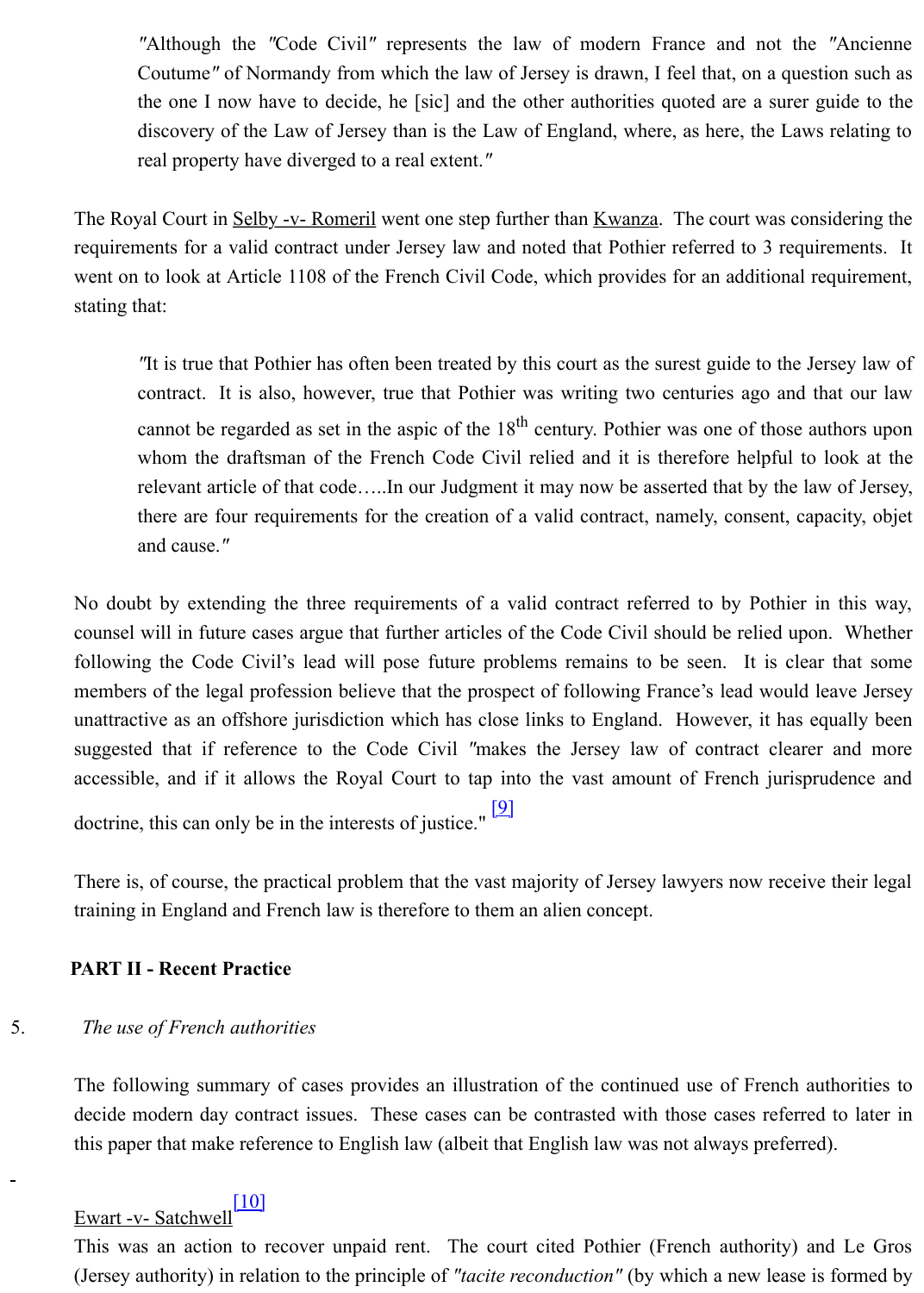> "Although the "Code Civil" represents the law of modern France and not the "Ancienne Coutume" of Normandy from which the law of Jersey is drawn, I feel that, on a question such as the one I now have to decide, he [sic] and the other authorities quoted are a surer guide to the discovery of the Law of Jersey than is the Law of England, where, as here, the Laws relating to real property have diverged to a real extent."

The Royal Court in Selby -v- Romeril went one step further than Kwanza. The court was considering the requirements for a valid contract under Jersey law and noted that Pothier referred to 3 requirements. It went on to look at Article 1108 of the French Civil Code, which provides for an additional requirement, stating that:

> "It is true that Pothier has often been treated by this court as the surest guide to the Jersey law of contract. It is also, however, true that Pothier was writing two centuries ago and that our law cannot be regarded as set in the aspic of the 18th century. Pothier was one of those authors upon whom the draftsman of the French Code Civil relied and it is therefore helpful to look at the relevant article of that code…..In our Judgment it may now be asserted that by the law of Jersey, there are four requirements for the creation of a valid contract, namely, consent, capacity, objet and cause."

No doubt by extending the three requirements of a valid contract referred to by Pothier in this way, counsel will in future cases argue that further articles of the Code Civil should be relied upon. Whether following the Code Civil's lead will pose future problems remains to be seen. It is clear that some members of the legal profession believe that the prospect of following France's lead would leave Jersey unattractive as an offshore jurisdiction which has close links to England. However, it has equally been suggested that if reference to the Code Civil "makes the Jersey law of contract clearer and more accessible, and if it allows the Royal Court to tap into the vast amount of French jurisprudence and doctrine, this can only be in the interests of justice." [9]

There is, of course, the practical problem that the vast majority of Jersey lawyers now receive their legal training in England and French law is therefore to them an alien concept.

## PART II - Recent Practice

5. *The use of French authorities*

The following summary of cases provides an illustration of the continued use of French authorities to decide modern day contract issues. These cases can be contrasted with those cases referred to later in this paper that make reference to English law (albeit that English law was not always preferred).

-

Ewart -v- Satchwell [10]
This was an action to recover unpaid rent. The court cited Pothier (French authority) and Le Gros (Jersey authority) in relation to the principle of *"tacite reconduction"* (by which a new lease is formed by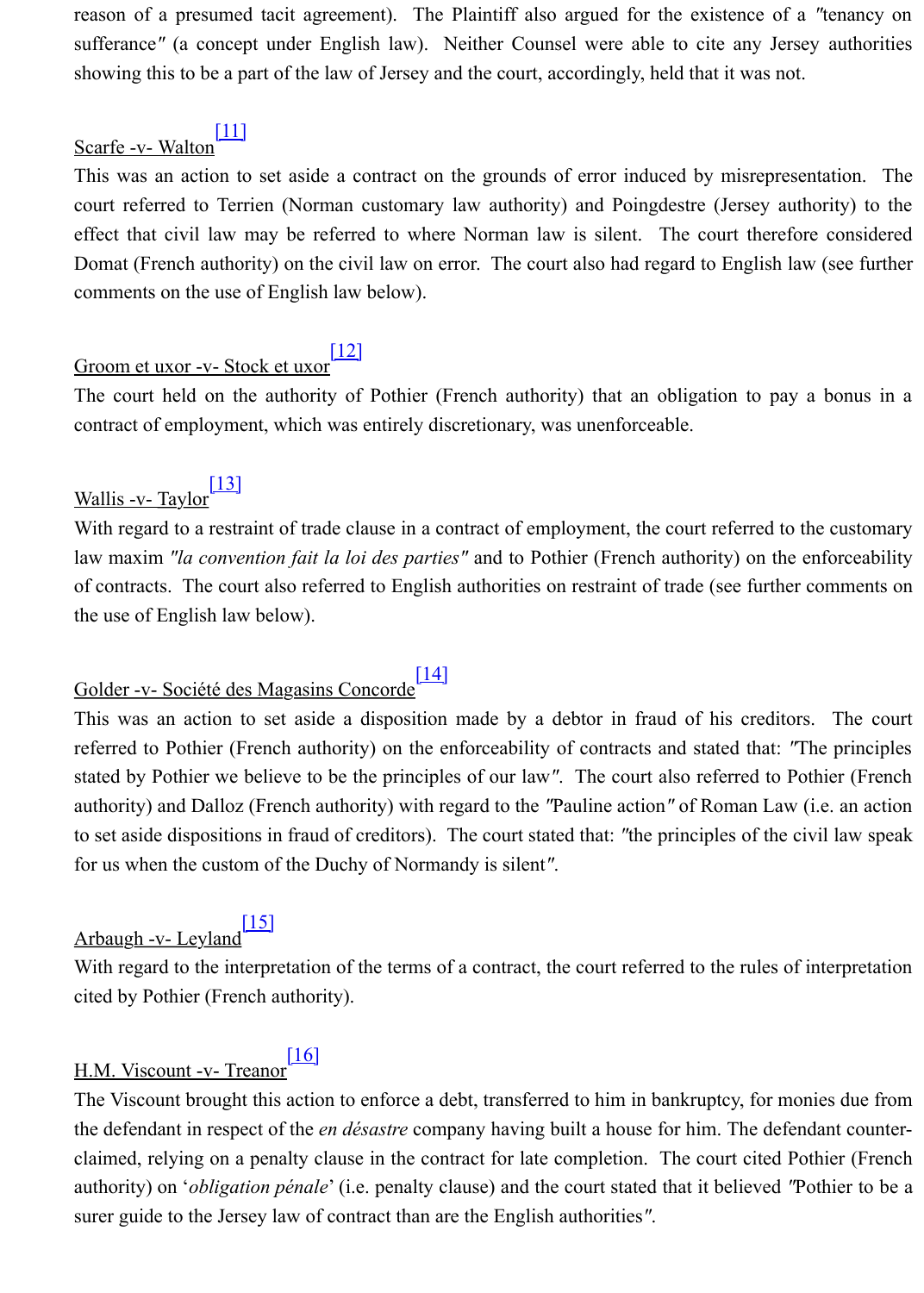reason of a presumed tacit agreement). The Plaintiff also argued for the existence of a "tenancy on sufferance" (a concept under English law). Neither Counsel were able to cite any Jersey authorities showing this to be a part of the law of Jersey and the court, accordingly, held that it was not.

Scarfe -v- Walton[11]

This was an action to set aside a contract on the grounds of error induced by misrepresentation. The court referred to Terrien (Norman customary law authority) and Poingdestre (Jersey authority) to the effect that civil law may be referred to where Norman law is silent. The court therefore considered Domat (French authority) on the civil law on error. The court also had regard to English law (see further comments on the use of English law below).

Groom et uxor -v- Stock et uxor[12]

The court held on the authority of Pothier (French authority) that an obligation to pay a bonus in a contract of employment, which was entirely discretionary, was unenforceable.

Wallis -v- Taylor[13]

With regard to a restraint of trade clause in a contract of employment, the court referred to the customary law maxim *"la convention fait la loi des parties"* and to Pothier (French authority) on the enforceability of contracts. The court also referred to English authorities on restraint of trade (see further comments on the use of English law below).

Golder -v- Société des Magasins Concorde[14]

This was an action to set aside a disposition made by a debtor in fraud of his creditors. The court referred to Pothier (French authority) on the enforceability of contracts and stated that: "The principles stated by Pothier we believe to be the principles of our law". The court also referred to Pothier (French authority) and Dalloz (French authority) with regard to the "Pauline action" of Roman Law (i.e. an action to set aside dispositions in fraud of creditors). The court stated that: "the principles of the civil law speak for us when the custom of the Duchy of Normandy is silent".

Arbaugh -v- Leyland[15]

With regard to the interpretation of the terms of a contract, the court referred to the rules of interpretation cited by Pothier (French authority).

H.M. Viscount -v- Treanor[16]

The Viscount brought this action to enforce a debt, transferred to him in bankruptcy, for monies due from the defendant in respect of the *en désastre* company having built a house for him. The defendant counter-claimed, relying on a penalty clause in the contract for late completion. The court cited Pothier (French authority) on '*obligation pénale*' (i.e. penalty clause) and the court stated that it believed "Pothier to be a surer guide to the Jersey law of contract than are the English authorities".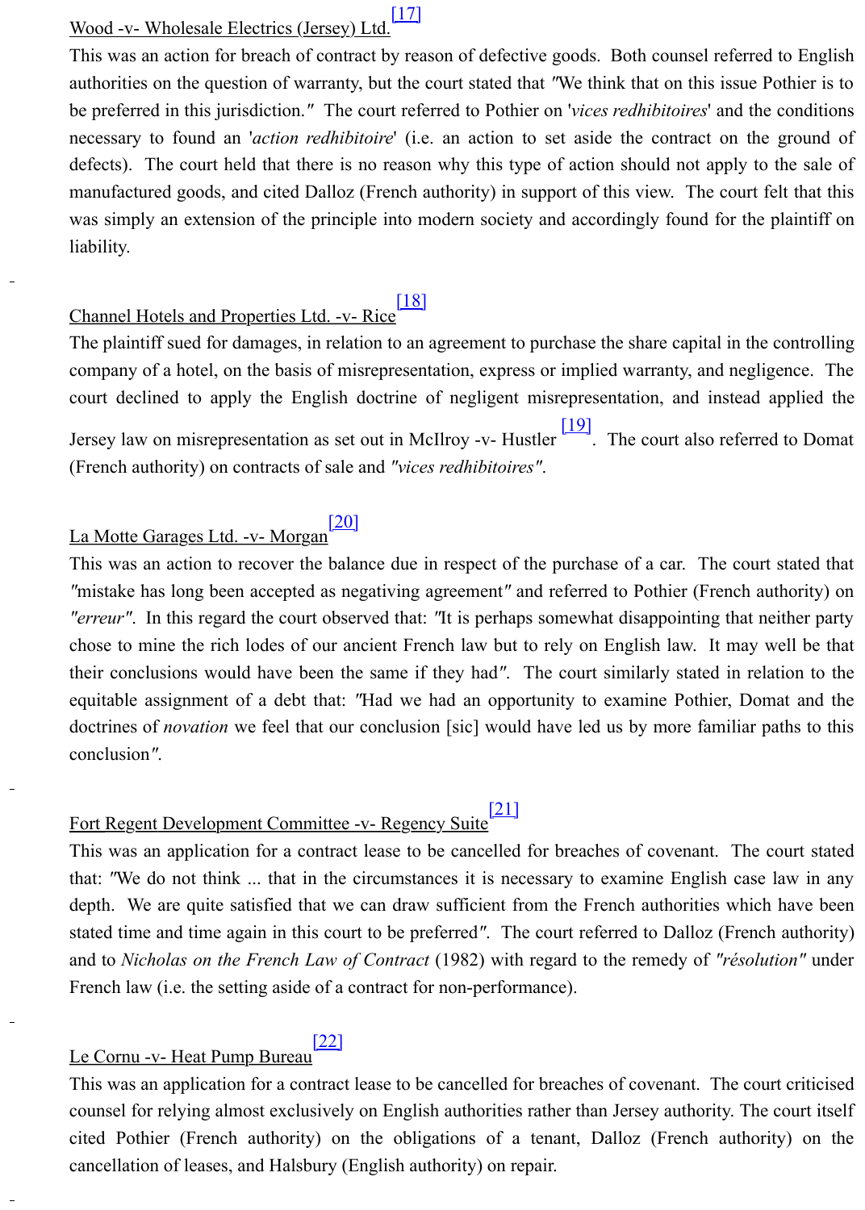Wood -v- Wholesale Electrics (Jersey) Ltd.[17]

This was an action for breach of contract by reason of defective goods. Both counsel referred to English authorities on the question of warranty, but the court stated that "We think that on this issue Pothier is to be preferred in this jurisdiction." The court referred to Pothier on '*vices redhibitoires*' and the conditions necessary to found an '*action redhibitoire*' (i.e. an action to set aside the contract on the ground of defects). The court held that there is no reason why this type of action should not apply to the sale of manufactured goods, and cited Dalloz (French authority) in support of this view. The court felt that this was simply an extension of the principle into modern society and accordingly found for the plaintiff on liability.

Channel Hotels and Properties Ltd. -v- Rice[18]

The plaintiff sued for damages, in relation to an agreement to purchase the share capital in the controlling company of a hotel, on the basis of misrepresentation, express or implied warranty, and negligence. The court declined to apply the English doctrine of negligent misrepresentation, and instead applied the Jersey law on misrepresentation as set out in McIlroy -v- Hustler[19]. The court also referred to Domat (French authority) on contracts of sale and *"vices redhibitoires"*.

La Motte Garages Ltd. -v- Morgan[20]

This was an action to recover the balance due in respect of the purchase of a car. The court stated that "mistake has long been accepted as negativing agreement" and referred to Pothier (French authority) on *"erreur"*. In this regard the court observed that: "It is perhaps somewhat disappointing that neither party chose to mine the rich lodes of our ancient French law but to rely on English law. It may well be that their conclusions would have been the same if they had". The court similarly stated in relation to the equitable assignment of a debt that: "Had we had an opportunity to examine Pothier, Domat and the doctrines of *novation* we feel that our conclusion [sic] would have led us by more familiar paths to this conclusion".

Fort Regent Development Committee -v- Regency Suite[21]

This was an application for a contract lease to be cancelled for breaches of covenant. The court stated that: "We do not think ... that in the circumstances it is necessary to examine English case law in any depth. We are quite satisfied that we can draw sufficient from the French authorities which have been stated time and time again in this court to be preferred". The court referred to Dalloz (French authority) and to *Nicholas on the French Law of Contract* (1982) with regard to the remedy of *"résolution"* under French law (i.e. the setting aside of a contract for non-performance).

Le Cornu -v- Heat Pump Bureau[22]

This was an application for a contract lease to be cancelled for breaches of covenant. The court criticised counsel for relying almost exclusively on English authorities rather than Jersey authority. The court itself cited Pothier (French authority) on the obligations of a tenant, Dalloz (French authority) on the cancellation of leases, and Halsbury (English authority) on repair.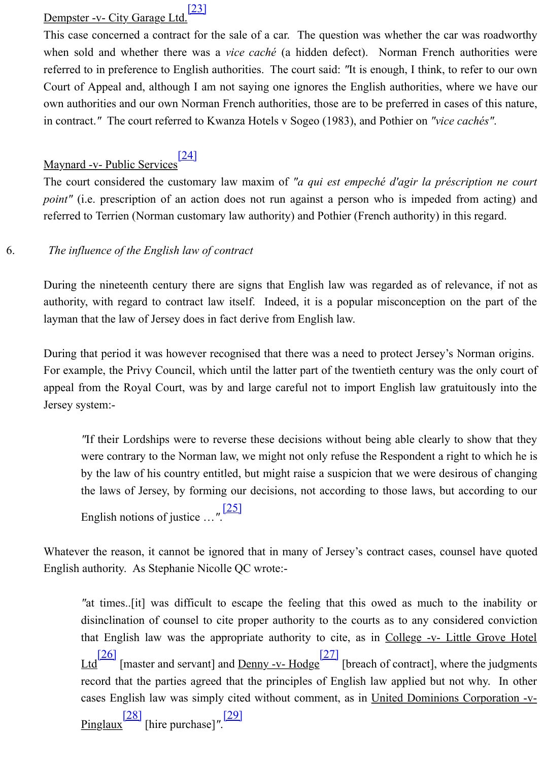Dempster -v- City Garage Ltd.[23]

This case concerned a contract for the sale of a car. The question was whether the car was roadworthy when sold and whether there was a *vice caché* (a hidden defect). Norman French authorities were referred to in preference to English authorities. The court said: "It is enough, I think, to refer to our own Court of Appeal and, although I am not saying one ignores the English authorities, where we have our own authorities and our own Norman French authorities, those are to be preferred in cases of this nature, in contract." The court referred to Kwanza Hotels v Sogeo (1983), and Pothier on *"vice cachés"*.

Maynard -v- Public Services[24]

The court considered the customary law maxim of *"a qui est empeché d'agir la préscription ne court point"* (i.e. prescription of an action does not run against a person who is impeded from acting) and referred to Terrien (Norman customary law authority) and Pothier (French authority) in this regard.

6. *The influence of the English law of contract*

During the nineteenth century there are signs that English law was regarded as of relevance, if not as authority, with regard to contract law itself. Indeed, it is a popular misconception on the part of the layman that the law of Jersey does in fact derive from English law.

During that period it was however recognised that there was a need to protect Jersey's Norman origins. For example, the Privy Council, which until the latter part of the twentieth century was the only court of appeal from the Royal Court, was by and large careful not to import English law gratuitously into the Jersey system:-

> "If their Lordships were to reverse these decisions without being able clearly to show that they were contrary to the Norman law, we might not only refuse the Respondent a right to which he is by the law of his country entitled, but might raise a suspicion that we were desirous of changing the laws of Jersey, by forming our decisions, not according to those laws, but according to our English notions of justice …".[25]

Whatever the reason, it cannot be ignored that in many of Jersey's contract cases, counsel have quoted English authority. As Stephanie Nicolle QC wrote:-

> "at times..[it] was difficult to escape the feeling that this owed as much to the inability or disinclination of counsel to cite proper authority to the courts as to any considered conviction that English law was the appropriate authority to cite, as in College -v- Little Grove Hotel Ltd[26] [master and servant] and Denny -v- Hodge[27] [breach of contract], where the judgments record that the parties agreed that the principles of English law applied but not why. In other cases English law was simply cited without comment, as in United Dominions Corporation -v- Pinglaux[28] [hire purchase]".[29]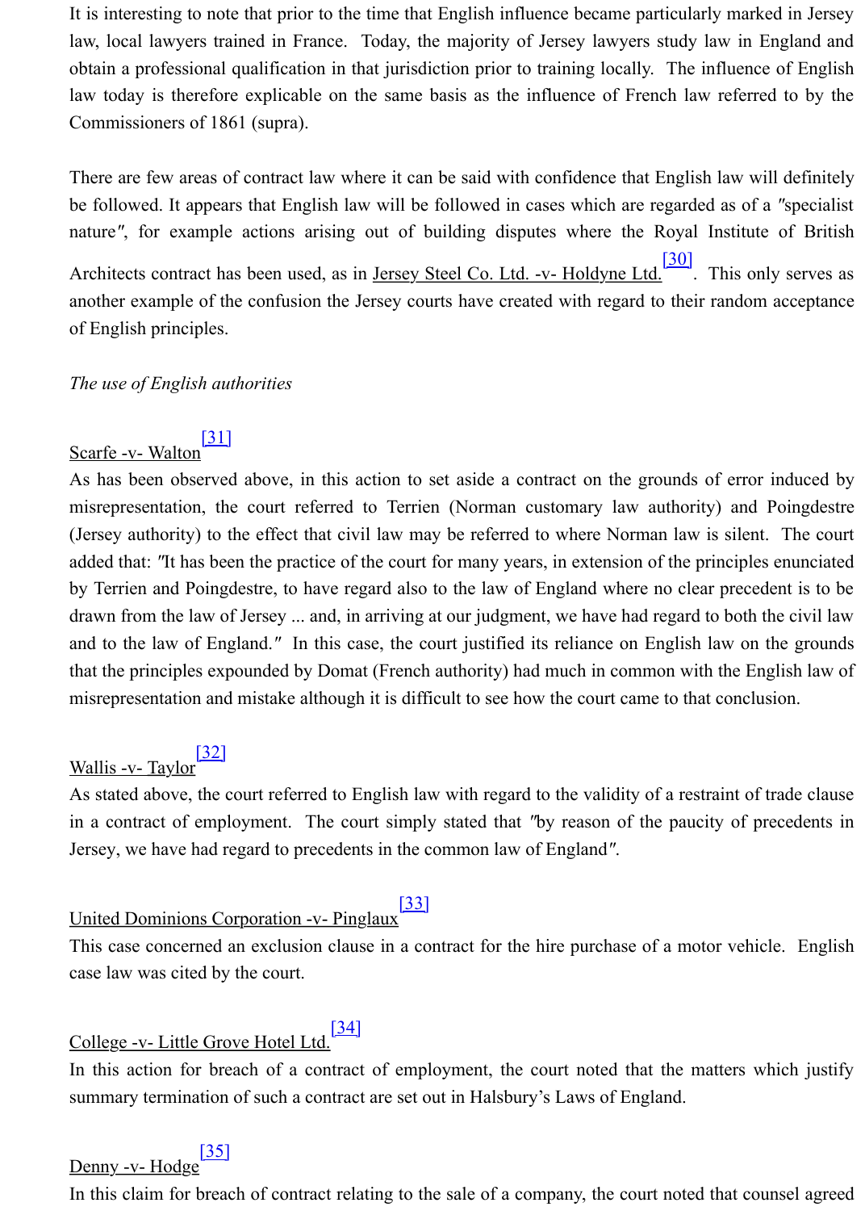It is interesting to note that prior to the time that English influence became particularly marked in Jersey law, local lawyers trained in France. Today, the majority of Jersey lawyers study law in England and obtain a professional qualification in that jurisdiction prior to training locally. The influence of English law today is therefore explicable on the same basis as the influence of French law referred to by the Commissioners of 1861 (supra).

There are few areas of contract law where it can be said with confidence that English law will definitely be followed. It appears that English law will be followed in cases which are regarded as of a "specialist nature", for example actions arising out of building disputes where the Royal Institute of British Architects contract has been used, as in Jersey Steel Co. Ltd. -v- Holdyne Ltd.[30]. This only serves as another example of the confusion the Jersey courts have created with regard to their random acceptance of English principles.

*The use of English authorities*

Scarfe -v- Walton[31]

As has been observed above, in this action to set aside a contract on the grounds of error induced by misrepresentation, the court referred to Terrien (Norman customary law authority) and Poingdestre (Jersey authority) to the effect that civil law may be referred to where Norman law is silent. The court added that: "It has been the practice of the court for many years, in extension of the principles enunciated by Terrien and Poingdestre, to have regard also to the law of England where no clear precedent is to be drawn from the law of Jersey ... and, in arriving at our judgment, we have had regard to both the civil law and to the law of England." In this case, the court justified its reliance on English law on the grounds that the principles expounded by Domat (French authority) had much in common with the English law of misrepresentation and mistake although it is difficult to see how the court came to that conclusion.

Wallis -v- Taylor[32]

As stated above, the court referred to English law with regard to the validity of a restraint of trade clause in a contract of employment. The court simply stated that "by reason of the paucity of precedents in Jersey, we have had regard to precedents in the common law of England".

United Dominions Corporation -v- Pinglaux[33]

This case concerned an exclusion clause in a contract for the hire purchase of a motor vehicle. English case law was cited by the court.

College -v- Little Grove Hotel Ltd.[34]

In this action for breach of a contract of employment, the court noted that the matters which justify summary termination of such a contract are set out in Halsbury's Laws of England.

Denny -v- Hodge[35]

In this claim for breach of contract relating to the sale of a company, the court noted that counsel agreed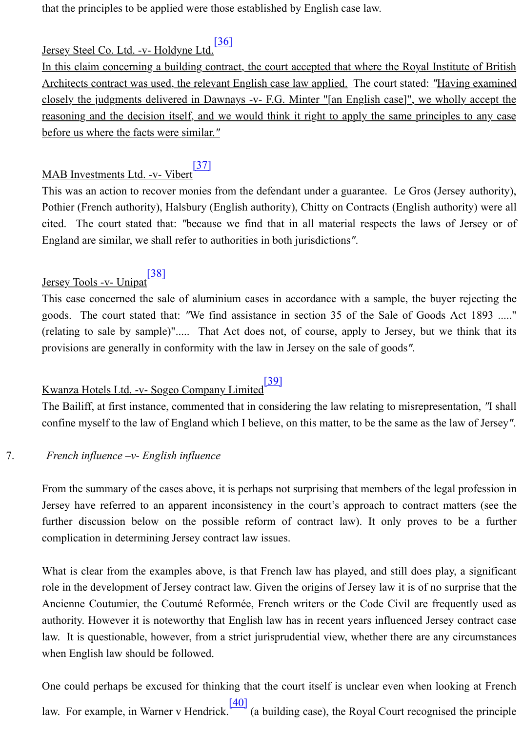that the principles to be applied were those established by English case law.

Jersey Steel Co. Ltd. -v- Holdyne Ltd.[36]
In this claim concerning a building contract, the court accepted that where the Royal Institute of British Architects contract was used, the relevant English case law applied. The court stated: "Having examined closely the judgments delivered in Dawnays -v- F.G. Minter "[an English case]", we wholly accept the reasoning and the decision itself, and we would think it right to apply the same principles to any case before us where the facts were similar."

MAB Investments Ltd. -v- Vibert[37]
This was an action to recover monies from the defendant under a guarantee. Le Gros (Jersey authority), Pothier (French authority), Halsbury (English authority), Chitty on Contracts (English authority) were all cited. The court stated that: "because we find that in all material respects the laws of Jersey or of England are similar, we shall refer to authorities in both jurisdictions".

Jersey Tools -v- Unipat[38]
This case concerned the sale of aluminium cases in accordance with a sample, the buyer rejecting the goods. The court stated that: "We find assistance in section 35 of the Sale of Goods Act 1893 ....." (relating to sale by sample)"..... That Act does not, of course, apply to Jersey, but we think that its provisions are generally in conformity with the law in Jersey on the sale of goods".

Kwanza Hotels Ltd. -v- Sogeo Company Limited[39]
The Bailiff, at first instance, commented that in considering the law relating to misrepresentation, "I shall confine myself to the law of England which I believe, on this matter, to be the same as the law of Jersey".

7. *French influence –v- English influence*

From the summary of the cases above, it is perhaps not surprising that members of the legal profession in Jersey have referred to an apparent inconsistency in the court's approach to contract matters (see the further discussion below on the possible reform of contract law). It only proves to be a further complication in determining Jersey contract law issues.

What is clear from the examples above, is that French law has played, and still does play, a significant role in the development of Jersey contract law. Given the origins of Jersey law it is of no surprise that the Ancienne Coutumier, the Coutumé Reformée, French writers or the Code Civil are frequently used as authority. However it is noteworthy that English law has in recent years influenced Jersey contract case law. It is questionable, however, from a strict jurisprudential view, whether there are any circumstances when English law should be followed.

One could perhaps be excused for thinking that the court itself is unclear even when looking at French law. For example, in Warner v Hendrick.[40] (a building case), the Royal Court recognised the principle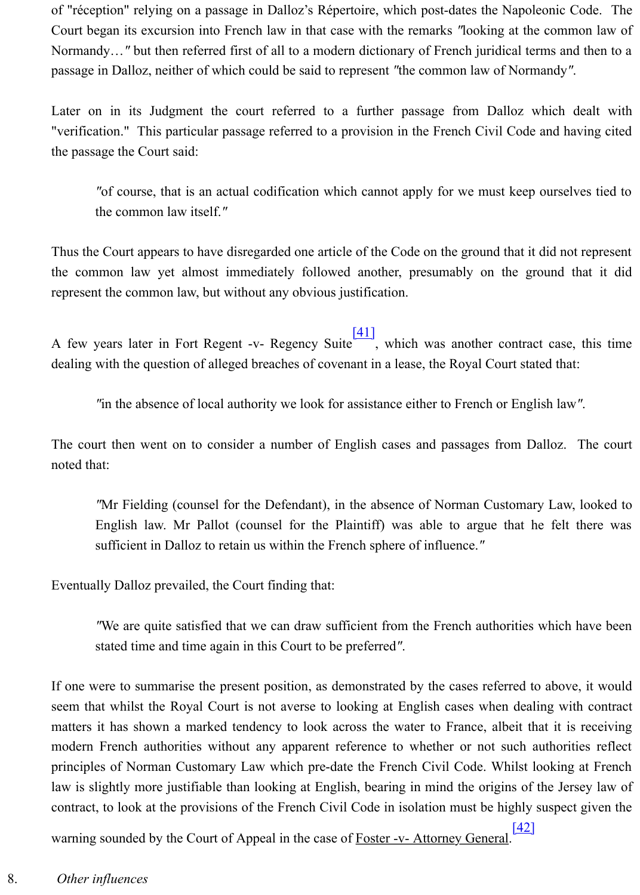of "réception" relying on a passage in Dalloz's Répertoire, which post-dates the Napoleonic Code. The Court began its excursion into French law in that case with the remarks *"looking at the common law of Normandy…"* but then referred first of all to a modern dictionary of French juridical terms and then to a passage in Dalloz, neither of which could be said to represent *"the common law of Normandy"*.

Later on in its Judgment the court referred to a further passage from Dalloz which dealt with "verification." This particular passage referred to a provision in the French Civil Code and having cited the passage the Court said:

> *"of course, that is an actual codification which cannot apply for we must keep ourselves tied to the common law itself."*

Thus the Court appears to have disregarded one article of the Code on the ground that it did not represent the common law yet almost immediately followed another, presumably on the ground that it did represent the common law, but without any obvious justification.

A few years later in Fort Regent -v- Regency Suite[41], which was another contract case, this time dealing with the question of alleged breaches of covenant in a lease, the Royal Court stated that:

> *"in the absence of local authority we look for assistance either to French or English law"*.

The court then went on to consider a number of English cases and passages from Dalloz. The court noted that:

> *"Mr Fielding (counsel for the Defendant), in the absence of Norman Customary Law, looked to English law. Mr Pallot (counsel for the Plaintiff) was able to argue that he felt there was sufficient in Dalloz to retain us within the French sphere of influence."*

Eventually Dalloz prevailed, the Court finding that:

> *"We are quite satisfied that we can draw sufficient from the French authorities which have been stated time and time again in this Court to be preferred"*.

If one were to summarise the present position, as demonstrated by the cases referred to above, it would seem that whilst the Royal Court is not averse to looking at English cases when dealing with contract matters it has shown a marked tendency to look across the water to France, albeit that it is receiving modern French authorities without any apparent reference to whether or not such authorities reflect principles of Norman Customary Law which pre-date the French Civil Code. Whilst looking at French law is slightly more justifiable than looking at English, bearing in mind the origins of the Jersey law of contract, to look at the provisions of the French Civil Code in isolation must be highly suspect given the warning sounded by the Court of Appeal in the case of Foster -v- Attorney General.[42]

## 8. *Other influences*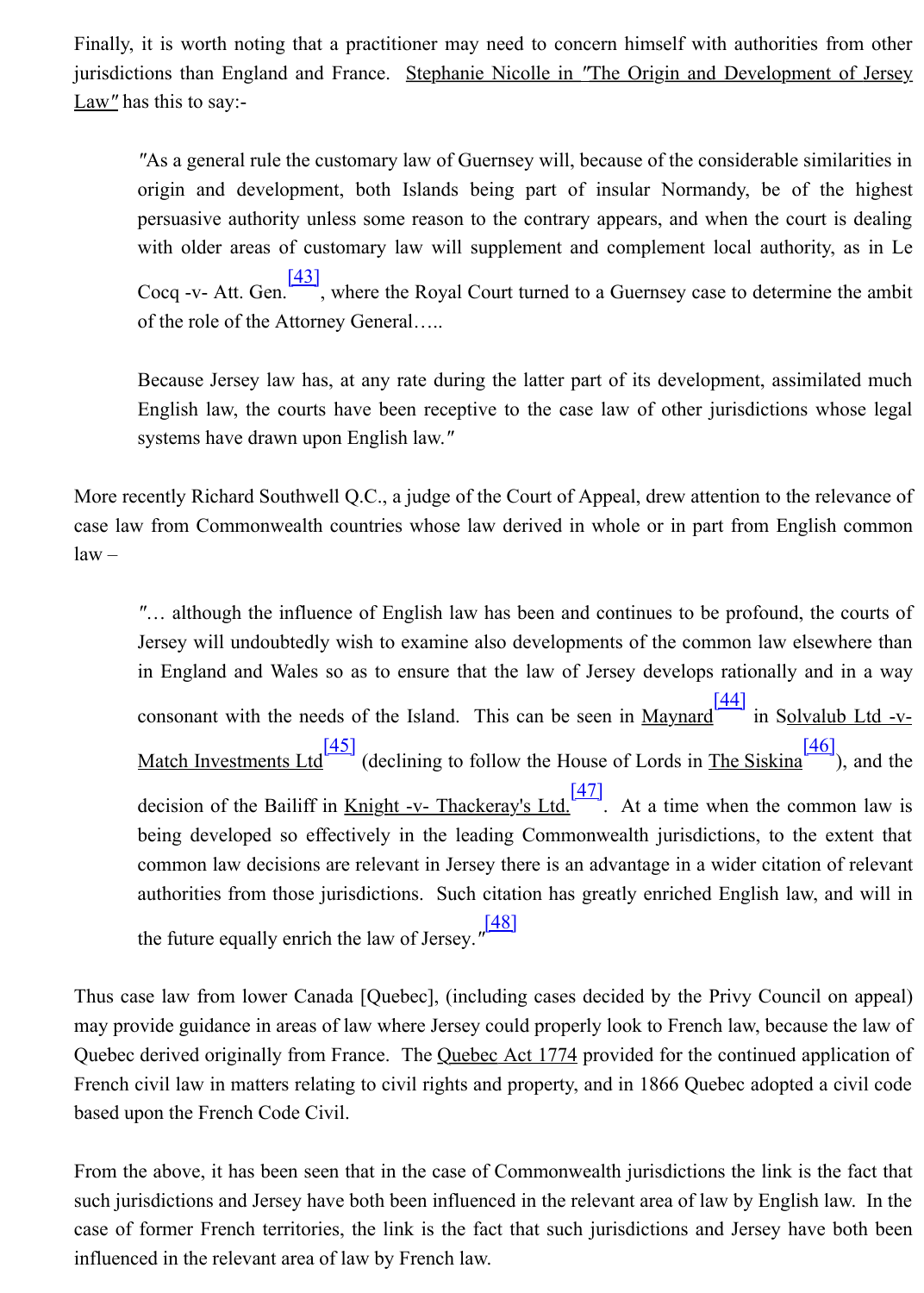Finally, it is worth noting that a practitioner may need to concern himself with authorities from other jurisdictions than England and France. Stephanie Nicolle in "The Origin and Development of Jersey Law" has this to say:-

> "As a general rule the customary law of Guernsey will, because of the considerable similarities in origin and development, both Islands being part of insular Normandy, be of the highest persuasive authority unless some reason to the contrary appears, and when the court is dealing with older areas of customary law will supplement and complement local authority, as in Le Cocq -v- Att. Gen.[43], where the Royal Court turned to a Guernsey case to determine the ambit of the role of the Attorney General…..
>
> Because Jersey law has, at any rate during the latter part of its development, assimilated much English law, the courts have been receptive to the case law of other jurisdictions whose legal systems have drawn upon English law."

More recently Richard Southwell Q.C., a judge of the Court of Appeal, drew attention to the relevance of case law from Commonwealth countries whose law derived in whole or in part from English common law –

> "… although the influence of English law has been and continues to be profound, the courts of Jersey will undoubtedly wish to examine also developments of the common law elsewhere than in England and Wales so as to ensure that the law of Jersey develops rationally and in a way consonant with the needs of the Island. This can be seen in Maynard[44] in Solvalub Ltd -v- Match Investments Ltd[45] (declining to follow the House of Lords in The Siskina[46]), and the decision of the Bailiff in Knight -v- Thackeray's Ltd.[47]. At a time when the common law is being developed so effectively in the leading Commonwealth jurisdictions, to the extent that common law decisions are relevant in Jersey there is an advantage in a wider citation of relevant authorities from those jurisdictions. Such citation has greatly enriched English law, and will in the future equally enrich the law of Jersey."[48]

Thus case law from lower Canada [Quebec], (including cases decided by the Privy Council on appeal) may provide guidance in areas of law where Jersey could properly look to French law, because the law of Quebec derived originally from France. The Quebec Act 1774 provided for the continued application of French civil law in matters relating to civil rights and property, and in 1866 Quebec adopted a civil code based upon the French Code Civil.

From the above, it has been seen that in the case of Commonwealth jurisdictions the link is the fact that such jurisdictions and Jersey have both been influenced in the relevant area of law by English law. In the case of former French territories, the link is the fact that such jurisdictions and Jersey have both been influenced in the relevant area of law by French law.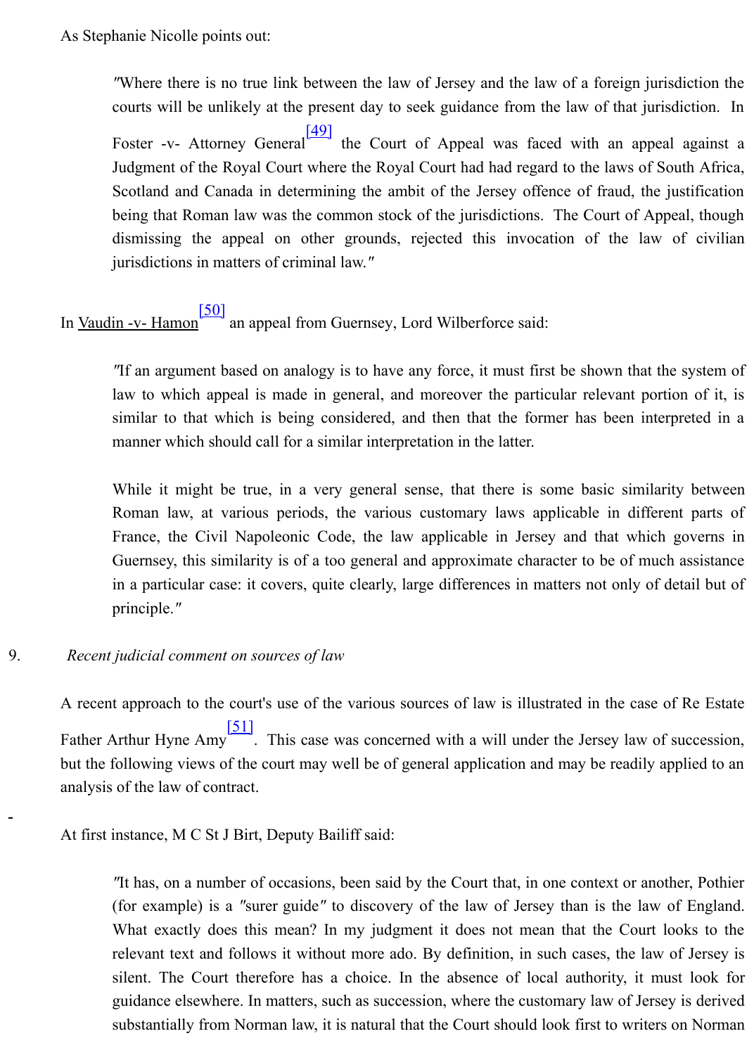As Stephanie Nicolle points out:

> "Where there is no true link between the law of Jersey and the law of a foreign jurisdiction the courts will be unlikely at the present day to seek guidance from the law of that jurisdiction. In Foster -v- Attorney General[49] the Court of Appeal was faced with an appeal against a Judgment of the Royal Court where the Royal Court had had regard to the laws of South Africa, Scotland and Canada in determining the ambit of the Jersey offence of fraud, the justification being that Roman law was the common stock of the jurisdictions. The Court of Appeal, though dismissing the appeal on other grounds, rejected this invocation of the law of civilian jurisdictions in matters of criminal law."

In Vaudin -v- Hamon[50] an appeal from Guernsey, Lord Wilberforce said:

> "If an argument based on analogy is to have any force, it must first be shown that the system of law to which appeal is made in general, and moreover the particular relevant portion of it, is similar to that which is being considered, and then that the former has been interpreted in a manner which should call for a similar interpretation in the latter.
>
> While it might be true, in a very general sense, that there is some basic similarity between Roman law, at various periods, the various customary laws applicable in different parts of France, the Civil Napoleonic Code, the law applicable in Jersey and that which governs in Guernsey, this similarity is of a too general and approximate character to be of much assistance in a particular case: it covers, quite clearly, large differences in matters not only of detail but of principle."

9. *Recent judicial comment on sources of law*

A recent approach to the court's use of the various sources of law is illustrated in the case of Re Estate Father Arthur Hyne Amy[51]. This case was concerned with a will under the Jersey law of succession, but the following views of the court may well be of general application and may be readily applied to an analysis of the law of contract.

At first instance, M C St J Birt, Deputy Bailiff said:

> "It has, on a number of occasions, been said by the Court that, in one context or another, Pothier (for example) is a "surer guide" to discovery of the law of Jersey than is the law of England. What exactly does this mean? In my judgment it does not mean that the Court looks to the relevant text and follows it without more ado. By definition, in such cases, the law of Jersey is silent. The Court therefore has a choice. In the absence of local authority, it must look for guidance elsewhere. In matters, such as succession, where the customary law of Jersey is derived substantially from Norman law, it is natural that the Court should look first to writers on Norman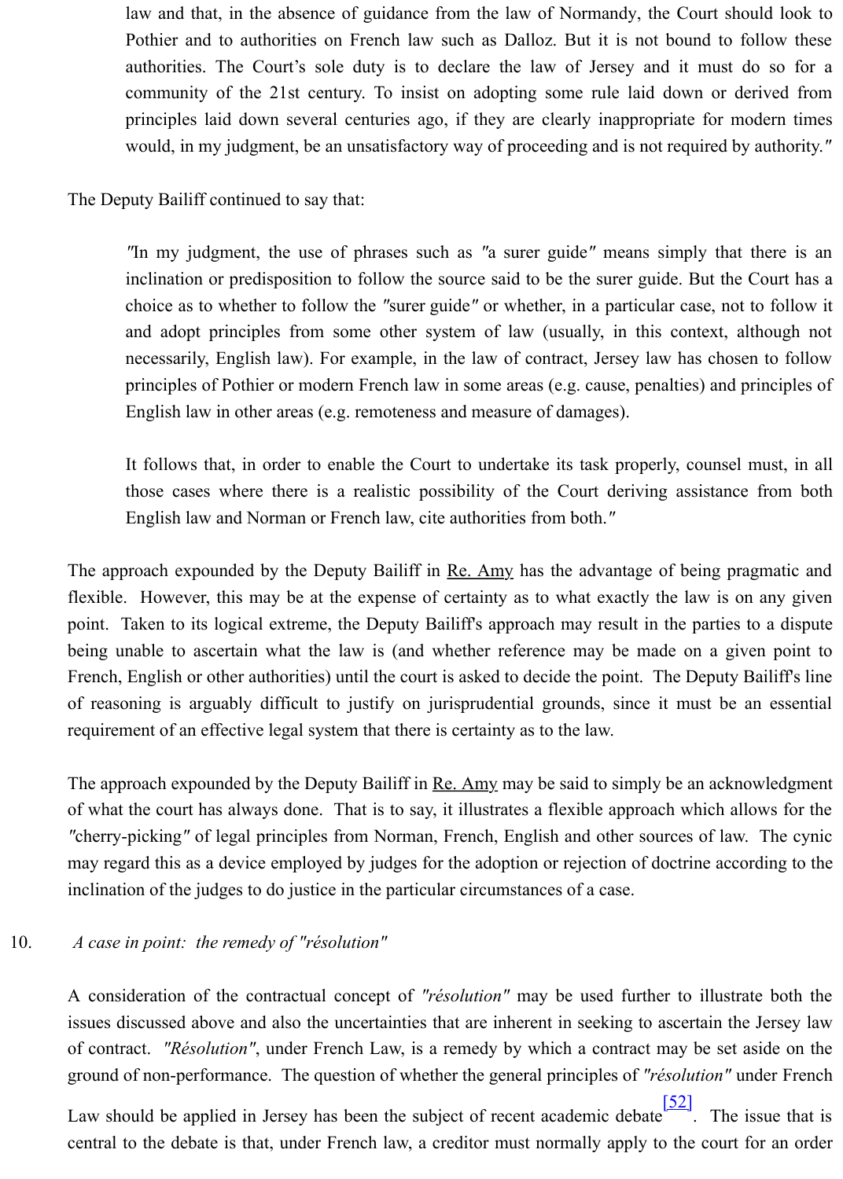> law and that, in the absence of guidance from the law of Normandy, the Court should look to Pothier and to authorities on French law such as Dalloz. But it is not bound to follow these authorities. The Court's sole duty is to declare the law of Jersey and it must do so for a community of the 21st century. To insist on adopting some rule laid down or derived from principles laid down several centuries ago, if they are clearly inappropriate for modern times would, in my judgment, be an unsatisfactory way of proceeding and is not required by authority."

The Deputy Bailiff continued to say that:

> "In my judgment, the use of phrases such as "a surer guide" means simply that there is an inclination or predisposition to follow the source said to be the surer guide. But the Court has a choice as to whether to follow the "surer guide" or whether, in a particular case, not to follow it and adopt principles from some other system of law (usually, in this context, although not necessarily, English law). For example, in the law of contract, Jersey law has chosen to follow principles of Pothier or modern French law in some areas (e.g. cause, penalties) and principles of English law in other areas (e.g. remoteness and measure of damages).
>
> It follows that, in order to enable the Court to undertake its task properly, counsel must, in all those cases where there is a realistic possibility of the Court deriving assistance from both English law and Norman or French law, cite authorities from both."

The approach expounded by the Deputy Bailiff in Re. Amy has the advantage of being pragmatic and flexible. However, this may be at the expense of certainty as to what exactly the law is on any given point. Taken to its logical extreme, the Deputy Bailiff's approach may result in the parties to a dispute being unable to ascertain what the law is (and whether reference may be made on a given point to French, English or other authorities) until the court is asked to decide the point. The Deputy Bailiff's line of reasoning is arguably difficult to justify on jurisprudential grounds, since it must be an essential requirement of an effective legal system that there is certainty as to the law.

The approach expounded by the Deputy Bailiff in Re. Amy may be said to simply be an acknowledgment of what the court has always done. That is to say, it illustrates a flexible approach which allows for the "cherry-picking" of legal principles from Norman, French, English and other sources of law. The cynic may regard this as a device employed by judges for the adoption or rejection of doctrine according to the inclination of the judges to do justice in the particular circumstances of a case.

## 10. *A case in point: the remedy of "résolution"*

A consideration of the contractual concept of *"résolution"* may be used further to illustrate both the issues discussed above and also the uncertainties that are inherent in seeking to ascertain the Jersey law of contract. *"Résolution"*, under French Law, is a remedy by which a contract may be set aside on the ground of non-performance. The question of whether the general principles of *"résolution"* under French Law should be applied in Jersey has been the subject of recent academic debate[52]. The issue that is central to the debate is that, under French law, a creditor must normally apply to the court for an order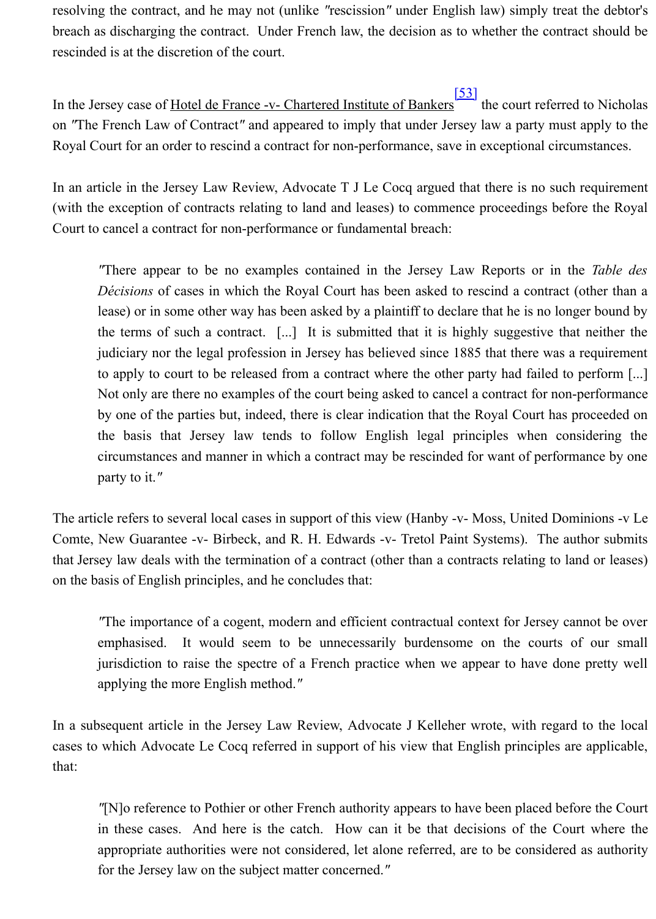resolving the contract, and he may not (unlike "rescission" under English law) simply treat the debtor's breach as discharging the contract. Under French law, the decision as to whether the contract should be rescinded is at the discretion of the court.

In the Jersey case of Hotel de France -v- Chartered Institute of Bankers[53] the court referred to Nicholas on "The French Law of Contract" and appeared to imply that under Jersey law a party must apply to the Royal Court for an order to rescind a contract for non-performance, save in exceptional circumstances.

In an article in the Jersey Law Review, Advocate T J Le Cocq argued that there is no such requirement (with the exception of contracts relating to land and leases) to commence proceedings before the Royal Court to cancel a contract for non-performance or fundamental breach:

> "There appear to be no examples contained in the Jersey Law Reports or in the *Table des Décisions* of cases in which the Royal Court has been asked to rescind a contract (other than a lease) or in some other way has been asked by a plaintiff to declare that he is no longer bound by the terms of such a contract. [...] It is submitted that it is highly suggestive that neither the judiciary nor the legal profession in Jersey has believed since 1885 that there was a requirement to apply to court to be released from a contract where the other party had failed to perform [...] Not only are there no examples of the court being asked to cancel a contract for non-performance by one of the parties but, indeed, there is clear indication that the Royal Court has proceeded on the basis that Jersey law tends to follow English legal principles when considering the circumstances and manner in which a contract may be rescinded for want of performance by one party to it."

The article refers to several local cases in support of this view (Hanby -v- Moss, United Dominions -v Le Comte, New Guarantee -v- Birbeck, and R. H. Edwards -v- Tretol Paint Systems). The author submits that Jersey law deals with the termination of a contract (other than a contracts relating to land or leases) on the basis of English principles, and he concludes that:

> "The importance of a cogent, modern and efficient contractual context for Jersey cannot be over emphasised. It would seem to be unnecessarily burdensome on the courts of our small jurisdiction to raise the spectre of a French practice when we appear to have done pretty well applying the more English method."

In a subsequent article in the Jersey Law Review, Advocate J Kelleher wrote, with regard to the local cases to which Advocate Le Cocq referred in support of his view that English principles are applicable, that:

> "[N]o reference to Pothier or other French authority appears to have been placed before the Court in these cases. And here is the catch. How can it be that decisions of the Court where the appropriate authorities were not considered, let alone referred, are to be considered as authority for the Jersey law on the subject matter concerned."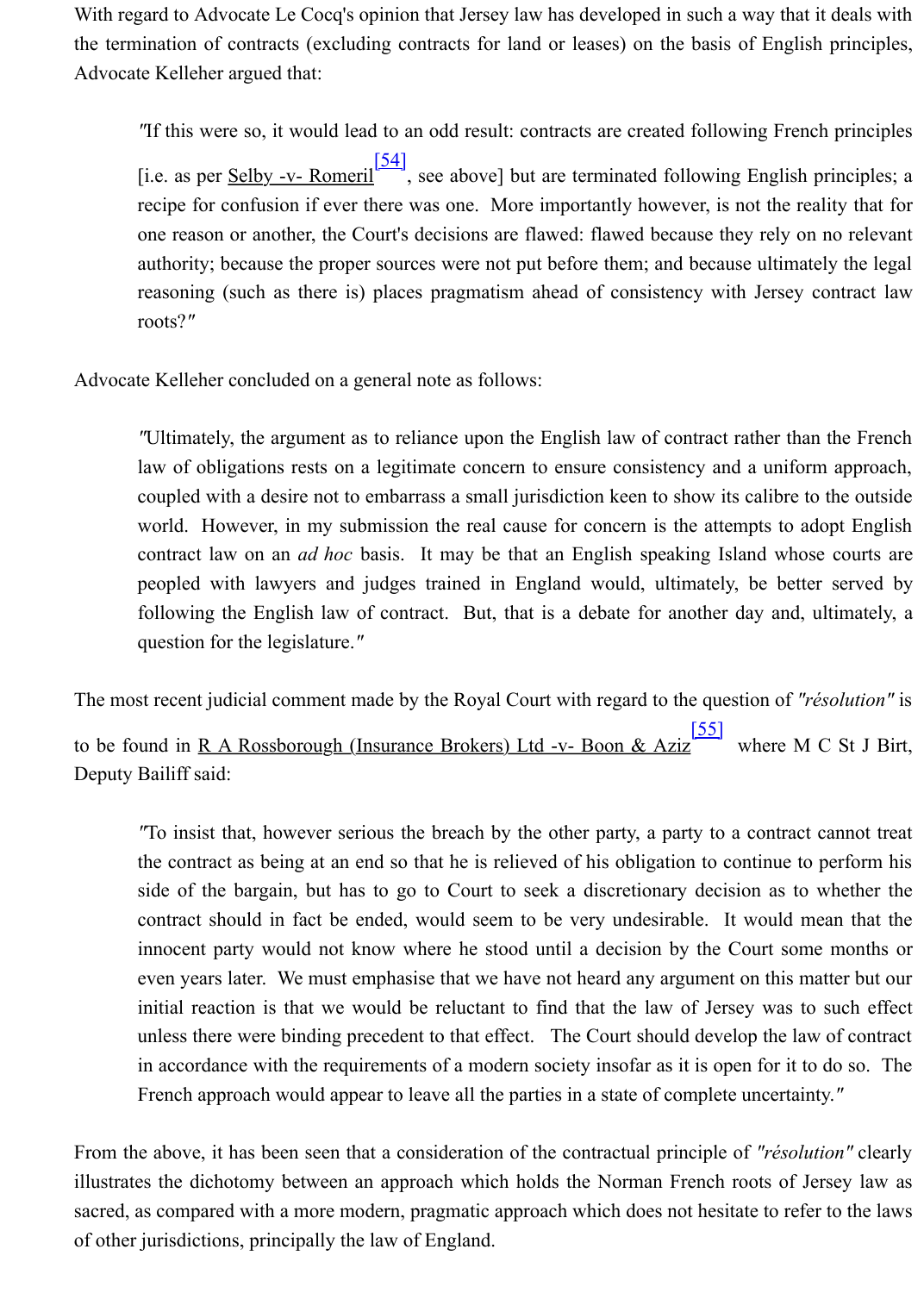With regard to Advocate Le Cocq's opinion that Jersey law has developed in such a way that it deals with the termination of contracts (excluding contracts for land or leases) on the basis of English principles, Advocate Kelleher argued that:

> "If this were so, it would lead to an odd result: contracts are created following French principles [i.e. as per Selby -v- Romeril[54], see above] but are terminated following English principles; a recipe for confusion if ever there was one. More importantly however, is not the reality that for one reason or another, the Court's decisions are flawed: flawed because they rely on no relevant authority; because the proper sources were not put before them; and because ultimately the legal reasoning (such as there is) places pragmatism ahead of consistency with Jersey contract law roots?"

Advocate Kelleher concluded on a general note as follows:

> "Ultimately, the argument as to reliance upon the English law of contract rather than the French law of obligations rests on a legitimate concern to ensure consistency and a uniform approach, coupled with a desire not to embarrass a small jurisdiction keen to show its calibre to the outside world. However, in my submission the real cause for concern is the attempts to adopt English contract law on an *ad hoc* basis. It may be that an English speaking Island whose courts are peopled with lawyers and judges trained in England would, ultimately, be better served by following the English law of contract. But, that is a debate for another day and, ultimately, a question for the legislature."

The most recent judicial comment made by the Royal Court with regard to the question of *"résolution"* is to be found in R A Rossborough (Insurance Brokers) Ltd -v- Boon & Aziz[55] where M C St J Birt, Deputy Bailiff said:

> "To insist that, however serious the breach by the other party, a party to a contract cannot treat the contract as being at an end so that he is relieved of his obligation to continue to perform his side of the bargain, but has to go to Court to seek a discretionary decision as to whether the contract should in fact be ended, would seem to be very undesirable. It would mean that the innocent party would not know where he stood until a decision by the Court some months or even years later. We must emphasise that we have not heard any argument on this matter but our initial reaction is that we would be reluctant to find that the law of Jersey was to such effect unless there were binding precedent to that effect. The Court should develop the law of contract in accordance with the requirements of a modern society insofar as it is open for it to do so. The French approach would appear to leave all the parties in a state of complete uncertainty."

From the above, it has been seen that a consideration of the contractual principle of *"résolution"* clearly illustrates the dichotomy between an approach which holds the Norman French roots of Jersey law as sacred, as compared with a more modern, pragmatic approach which does not hesitate to refer to the laws of other jurisdictions, principally the law of England.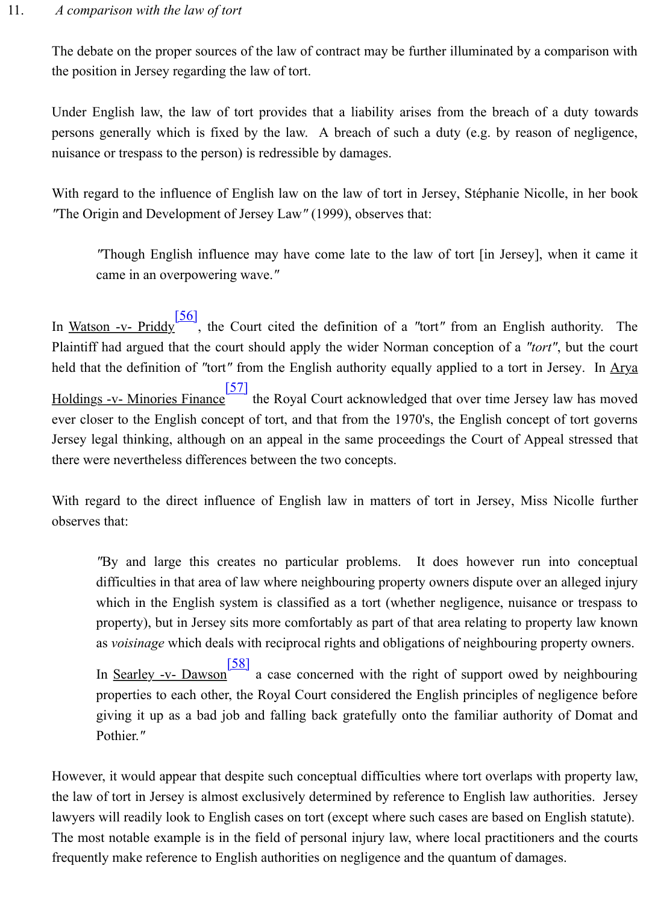## 11. *A comparison with the law of tort*

The debate on the proper sources of the law of contract may be further illuminated by a comparison with the position in Jersey regarding the law of tort.

Under English law, the law of tort provides that a liability arises from the breach of a duty towards persons generally which is fixed by the law. A breach of such a duty (e.g. by reason of negligence, nuisance or trespass to the person) is redressible by damages.

With regard to the influence of English law on the law of tort in Jersey, Stéphanie Nicolle, in her book *"The Origin and Development of Jersey Law"* (1999), observes that:

> "Though English influence may have come late to the law of tort [in Jersey], when it came it came in an overpowering wave."

In Watson -v- Priddy[56], the Court cited the definition of a *"tort"* from an English authority. The Plaintiff had argued that the court should apply the wider Norman conception of a *"tort"*, but the court held that the definition of *"tort"* from the English authority equally applied to a tort in Jersey. In Arya Holdings -v- Minories Finance[57] the Royal Court acknowledged that over time Jersey law has moved ever closer to the English concept of tort, and that from the 1970's, the English concept of tort governs Jersey legal thinking, although on an appeal in the same proceedings the Court of Appeal stressed that there were nevertheless differences between the two concepts.

With regard to the direct influence of English law in matters of tort in Jersey, Miss Nicolle further observes that:

> "By and large this creates no particular problems. It does however run into conceptual difficulties in that area of law where neighbouring property owners dispute over an alleged injury which in the English system is classified as a tort (whether negligence, nuisance or trespass to property), but in Jersey sits more comfortably as part of that area relating to property law known as *voisinage* which deals with reciprocal rights and obligations of neighbouring property owners.
>
> In Searley -v- Dawson[58] a case concerned with the right of support owed by neighbouring properties to each other, the Royal Court considered the English principles of negligence before giving it up as a bad job and falling back gratefully onto the familiar authority of Domat and Pothier."

However, it would appear that despite such conceptual difficulties where tort overlaps with property law, the law of tort in Jersey is almost exclusively determined by reference to English law authorities. Jersey lawyers will readily look to English cases on tort (except where such cases are based on English statute). The most notable example is in the field of personal injury law, where local practitioners and the courts frequently make reference to English authorities on negligence and the quantum of damages.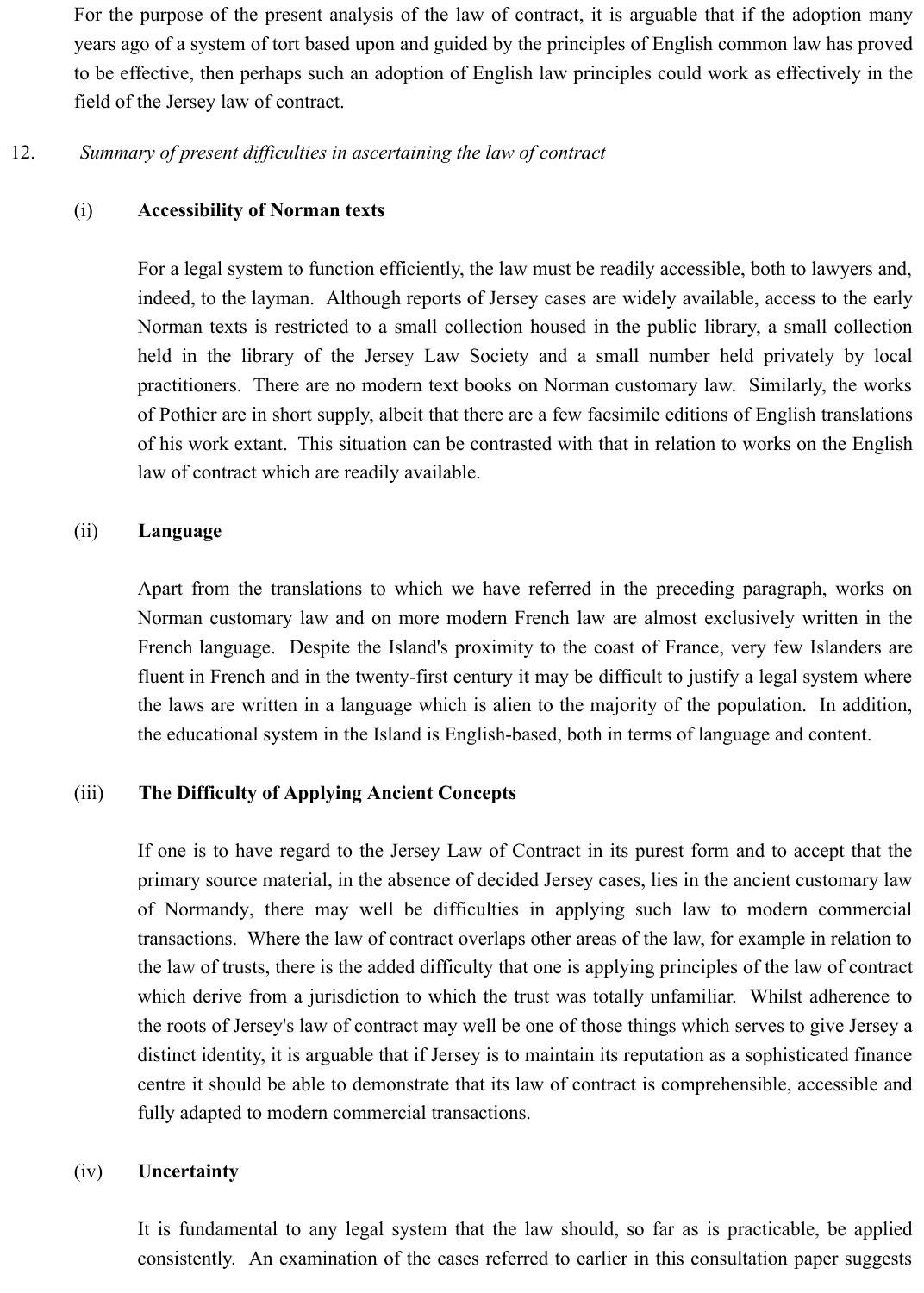For the purpose of the present analysis of the law of contract, it is arguable that if the adoption many years ago of a system of tort based upon and guided by the principles of English common law has proved to be effective, then perhaps such an adoption of English law principles could work as effectively in the field of the Jersey law of contract.

12. *Summary of present difficulties in ascertaining the law of contract*

(i) **Accessibility of Norman texts**

For a legal system to function efficiently, the law must be readily accessible, both to lawyers and, indeed, to the layman. Although reports of Jersey cases are widely available, access to the early Norman texts is restricted to a small collection housed in the public library, a small collection held in the library of the Jersey Law Society and a small number held privately by local practitioners. There are no modern text books on Norman customary law. Similarly, the works of Pothier are in short supply, albeit that there are a few facsimile editions of English translations of his work extant. This situation can be contrasted with that in relation to works on the English law of contract which are readily available.

(ii) **Language**

Apart from the translations to which we have referred in the preceding paragraph, works on Norman customary law and on more modern French law are almost exclusively written in the French language. Despite the Island's proximity to the coast of France, very few Islanders are fluent in French and in the twenty-first century it may be difficult to justify a legal system where the laws are written in a language which is alien to the majority of the population. In addition, the educational system in the Island is English-based, both in terms of language and content.

(iii) **The Difficulty of Applying Ancient Concepts**

If one is to have regard to the Jersey Law of Contract in its purest form and to accept that the primary source material, in the absence of decided Jersey cases, lies in the ancient customary law of Normandy, there may well be difficulties in applying such law to modern commercial transactions. Where the law of contract overlaps other areas of the law, for example in relation to the law of trusts, there is the added difficulty that one is applying principles of the law of contract which derive from a jurisdiction to which the trust was totally unfamiliar. Whilst adherence to the roots of Jersey's law of contract may well be one of those things which serves to give Jersey a distinct identity, it is arguable that if Jersey is to maintain its reputation as a sophisticated finance centre it should be able to demonstrate that its law of contract is comprehensible, accessible and fully adapted to modern commercial transactions.

(iv) **Uncertainty**

It is fundamental to any legal system that the law should, so far as is practicable, be applied consistently. An examination of the cases referred to earlier in this consultation paper suggests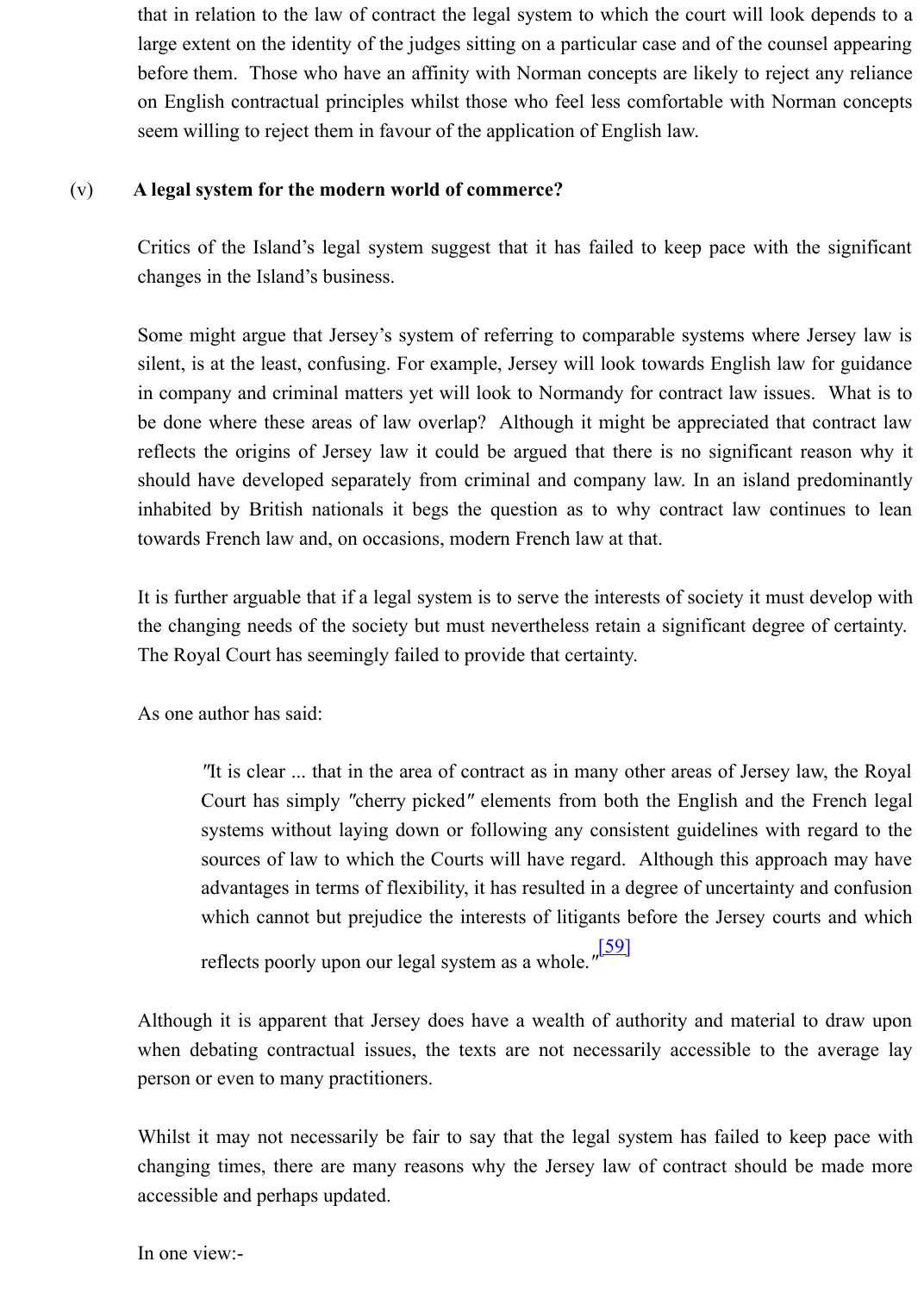that in relation to the law of contract the legal system to which the court will look depends to a large extent on the identity of the judges sitting on a particular case and of the counsel appearing before them. Those who have an affinity with Norman concepts are likely to reject any reliance on English contractual principles whilst those who feel less comfortable with Norman concepts seem willing to reject them in favour of the application of English law.

### (v) A legal system for the modern world of commerce?

Critics of the Island's legal system suggest that it has failed to keep pace with the significant changes in the Island's business.

Some might argue that Jersey's system of referring to comparable systems where Jersey law is silent, is at the least, confusing. For example, Jersey will look towards English law for guidance in company and criminal matters yet will look to Normandy for contract law issues. What is to be done where these areas of law overlap? Although it might be appreciated that contract law reflects the origins of Jersey law it could be argued that there is no significant reason why it should have developed separately from criminal and company law. In an island predominantly inhabited by British nationals it begs the question as to why contract law continues to lean towards French law and, on occasions, modern French law at that.

It is further arguable that if a legal system is to serve the interests of society it must develop with the changing needs of the society but must nevertheless retain a significant degree of certainty. The Royal Court has seemingly failed to provide that certainty.

As one author has said:

> "It is clear ... that in the area of contract as in many other areas of Jersey law, the Royal Court has simply "cherry picked" elements from both the English and the French legal systems without laying down or following any consistent guidelines with regard to the sources of law to which the Courts will have regard. Although this approach may have advantages in terms of flexibility, it has resulted in a degree of uncertainty and confusion which cannot but prejudice the interests of litigants before the Jersey courts and which reflects poorly upon our legal system as a whole."[59]

Although it is apparent that Jersey does have a wealth of authority and material to draw upon when debating contractual issues, the texts are not necessarily accessible to the average lay person or even to many practitioners.

Whilst it may not necessarily be fair to say that the legal system has failed to keep pace with changing times, there are many reasons why the Jersey law of contract should be made more accessible and perhaps updated.

In one view:-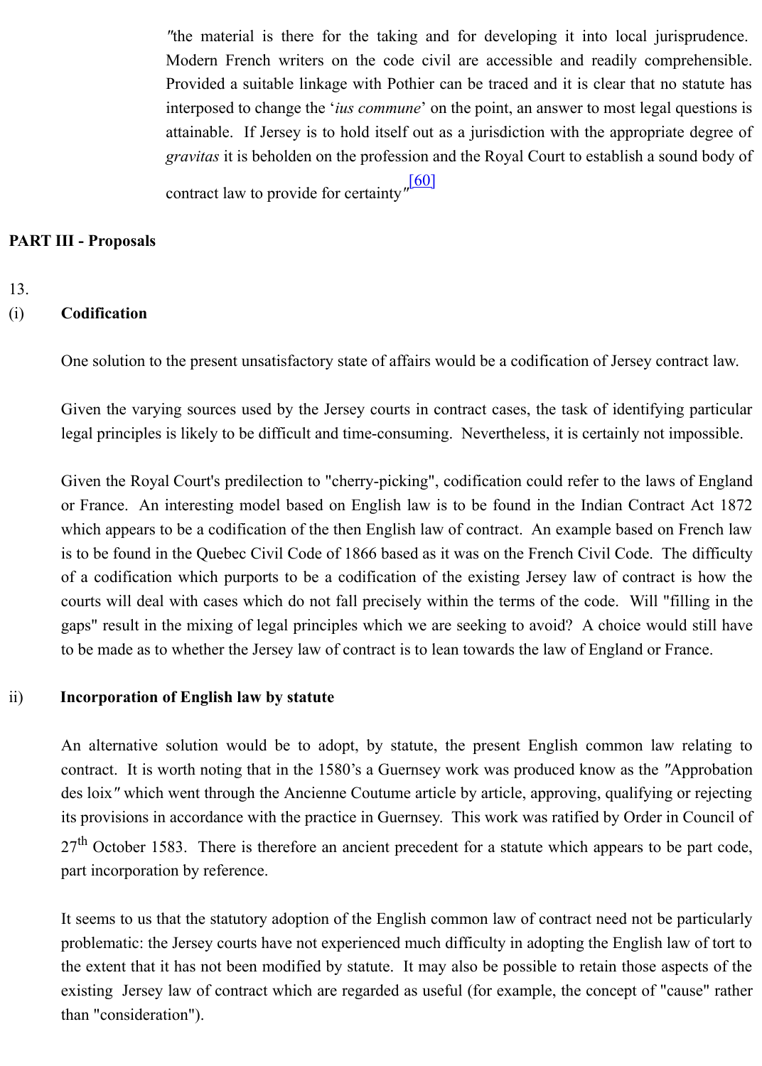> ″the material is there for the taking and for developing it into local jurisprudence. Modern French writers on the code civil are accessible and readily comprehensible. Provided a suitable linkage with Pothier can be traced and it is clear that no statute has interposed to change the '*ius commune*' on the point, an answer to most legal questions is attainable. If Jersey is to hold itself out as a jurisdiction with the appropriate degree of *gravitas* it is beholden on the profession and the Royal Court to establish a sound body of contract law to provide for certainty″[60]

**PART III - Proposals**

13.

(i) **Codification**

One solution to the present unsatisfactory state of affairs would be a codification of Jersey contract law.

Given the varying sources used by the Jersey courts in contract cases, the task of identifying particular legal principles is likely to be difficult and time-consuming. Nevertheless, it is certainly not impossible.

Given the Royal Court's predilection to "cherry-picking", codification could refer to the laws of England or France. An interesting model based on English law is to be found in the Indian Contract Act 1872 which appears to be a codification of the then English law of contract. An example based on French law is to be found in the Quebec Civil Code of 1866 based as it was on the French Civil Code. The difficulty of a codification which purports to be a codification of the existing Jersey law of contract is how the courts will deal with cases which do not fall precisely within the terms of the code. Will "filling in the gaps" result in the mixing of legal principles which we are seeking to avoid? A choice would still have to be made as to whether the Jersey law of contract is to lean towards the law of England or France.

ii) **Incorporation of English law by statute**

An alternative solution would be to adopt, by statute, the present English common law relating to contract. It is worth noting that in the 1580's a Guernsey work was produced know as the ″Approbation des loix″ which went through the Ancienne Coutume article by article, approving, qualifying or rejecting its provisions in accordance with the practice in Guernsey. This work was ratified by Order in Council of 27th October 1583. There is therefore an ancient precedent for a statute which appears to be part code, part incorporation by reference.

It seems to us that the statutory adoption of the English common law of contract need not be particularly problematic: the Jersey courts have not experienced much difficulty in adopting the English law of tort to the extent that it has not been modified by statute. It may also be possible to retain those aspects of the existing Jersey law of contract which are regarded as useful (for example, the concept of "cause" rather than "consideration").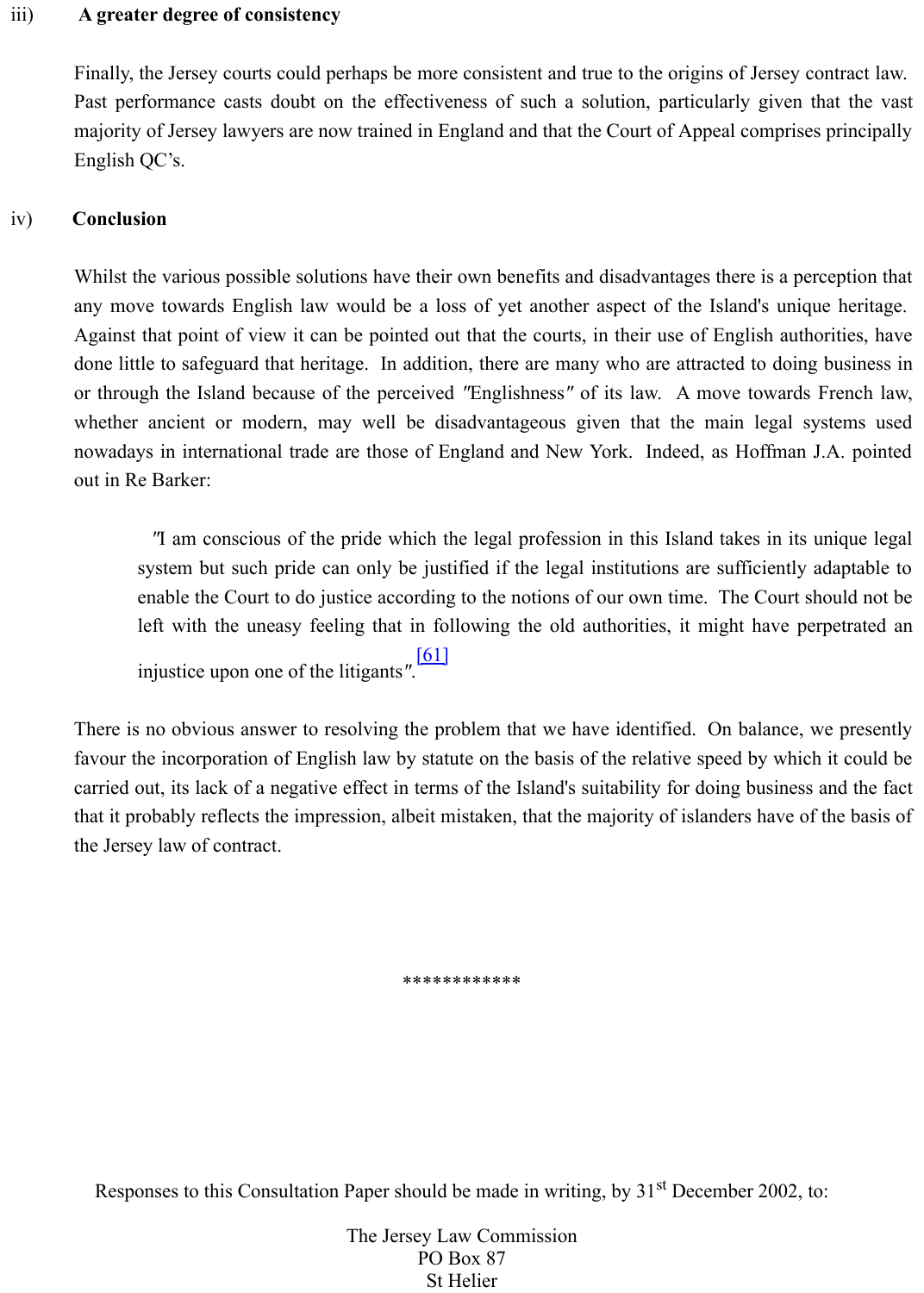### iii) A greater degree of consistency

Finally, the Jersey courts could perhaps be more consistent and true to the origins of Jersey contract law. Past performance casts doubt on the effectiveness of such a solution, particularly given that the vast majority of Jersey lawyers are now trained in England and that the Court of Appeal comprises principally English QC's.

### iv) Conclusion

Whilst the various possible solutions have their own benefits and disadvantages there is a perception that any move towards English law would be a loss of yet another aspect of the Island's unique heritage. Against that point of view it can be pointed out that the courts, in their use of English authorities, have done little to safeguard that heritage. In addition, there are many who are attracted to doing business in or through the Island because of the perceived ″Englishness″ of its law. A move towards French law, whether ancient or modern, may well be disadvantageous given that the main legal systems used nowadays in international trade are those of England and New York. Indeed, as Hoffman J.A. pointed out in Re Barker:

> ″I am conscious of the pride which the legal profession in this Island takes in its unique legal system but such pride can only be justified if the legal institutions are sufficiently adaptable to enable the Court to do justice according to the notions of our own time. The Court should not be left with the uneasy feeling that in following the old authorities, it might have perpetrated an injustice upon one of the litigants″.[61]

There is no obvious answer to resolving the problem that we have identified. On balance, we presently favour the incorporation of English law by statute on the basis of the relative speed by which it could be carried out, its lack of a negative effect in terms of the Island's suitability for doing business and the fact that it probably reflects the impression, albeit mistaken, that the majority of islanders have of the basis of the Jersey law of contract.

************

Responses to this Consultation Paper should be made in writing, by 31st December 2002, to:

The Jersey Law Commission
PO Box 87
St Helier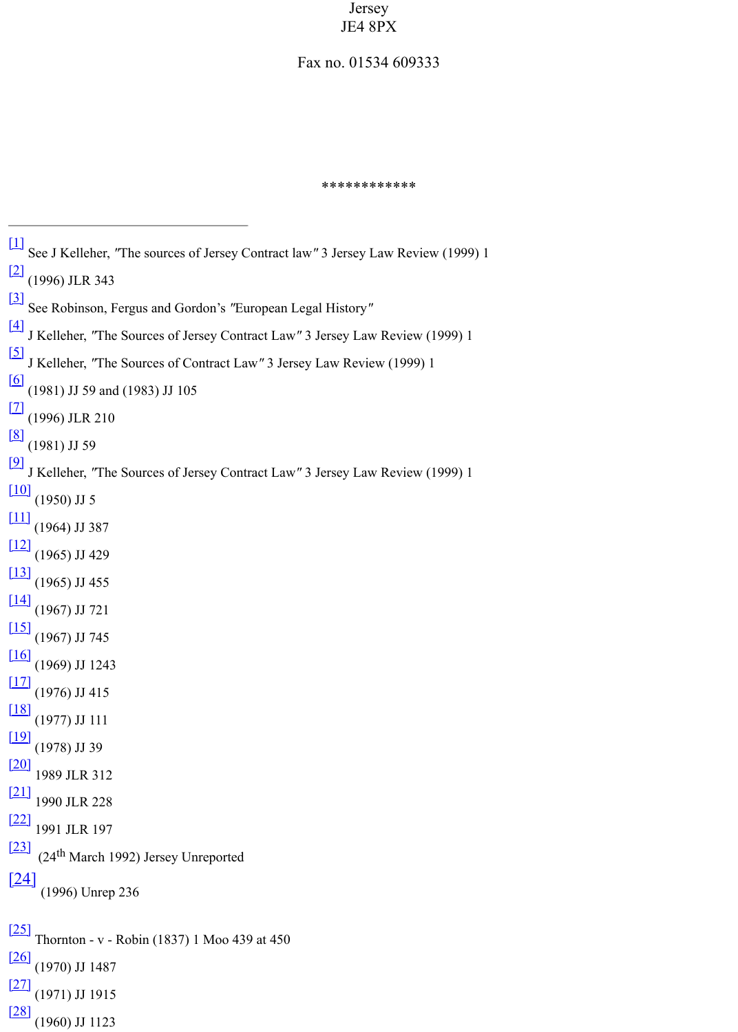Jersey
JE4 8PX

Fax no. 01534 609333

\*\*\*\*\*\*\*\*\*\*\*\*

---

[1] See J Kelleher, ″The sources of Jersey Contract law″ 3 Jersey Law Review (1999) 1

[2] (1996) JLR 343

[3] See Robinson, Fergus and Gordon's ″European Legal History″

[4] J Kelleher, ″The Sources of Jersey Contract Law″ 3 Jersey Law Review (1999) 1

[5] J Kelleher, ″The Sources of Contract Law″ 3 Jersey Law Review (1999) 1

[6] (1981) JJ 59 and (1983) JJ 105

[7] (1996) JLR 210

[8] (1981) JJ 59

[9] J Kelleher, ″The Sources of Jersey Contract Law″ 3 Jersey Law Review (1999) 1

[10] (1950) JJ 5

[11] (1964) JJ 387

[12] (1965) JJ 429

[13] (1965) JJ 455

[14] (1967) JJ 721

[15] (1967) JJ 745

[16] (1969) JJ 1243

[17] (1976) JJ 415

[18] (1977) JJ 111

[19] (1978) JJ 39

[20] 1989 JLR 312

[21] 1990 JLR 228

[22] 1991 JLR 197

[23] (24th March 1992) Jersey Unreported

[24] (1996) Unrep 236

[25] Thornton - v - Robin (1837) 1 Moo 439 at 450

[26] (1970) JJ 1487

[27] (1971) JJ 1915

[28] (1960) JJ 1123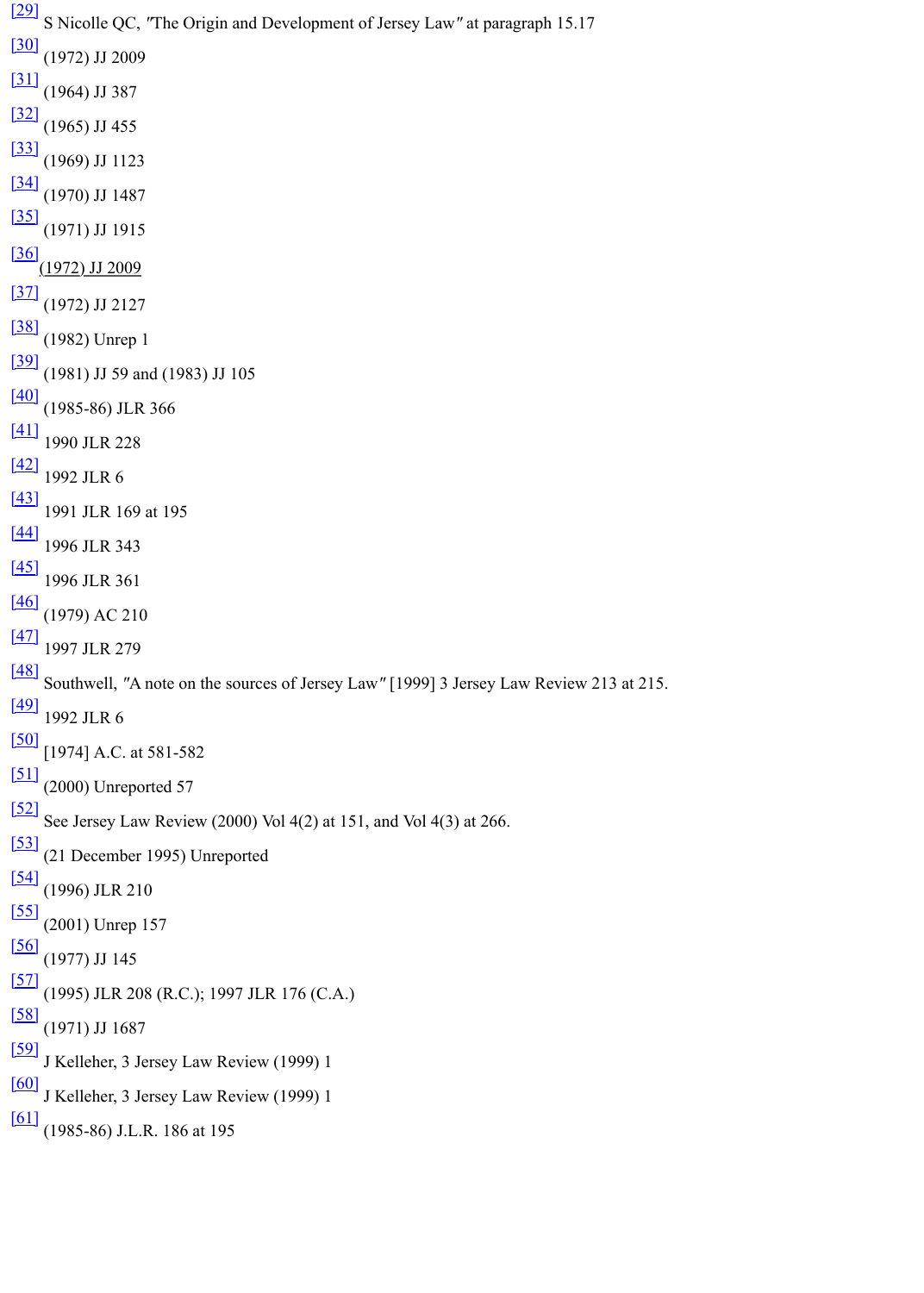[29] S Nicolle QC, "The Origin and Development of Jersey Law" at paragraph 15.17

[30] (1972) JJ 2009

[31] (1964) JJ 387

[32] (1965) JJ 455

[33] (1969) JJ 1123

[34] (1970) JJ 1487

[35] (1971) JJ 1915

[36] (1972) JJ 2009

[37] (1972) JJ 2127

[38] (1982) Unrep 1

[39] (1981) JJ 59 and (1983) JJ 105

[40] (1985-86) JLR 366

[41] 1990 JLR 228

[42] 1992 JLR 6

[43] 1991 JLR 169 at 195

[44] 1996 JLR 343

[45] 1996 JLR 361

[46] (1979) AC 210

[47] 1997 JLR 279

[48] Southwell, "A note on the sources of Jersey Law" [1999] 3 Jersey Law Review 213 at 215.

[49] 1992 JLR 6

[50] [1974] A.C. at 581-582

[51] (2000) Unreported 57

[52] See Jersey Law Review (2000) Vol 4(2) at 151, and Vol 4(3) at 266.

[53] (21 December 1995) Unreported

[54] (1996) JLR 210

[55] (2001) Unrep 157

[56] (1977) JJ 145

[57] (1995) JLR 208 (R.C.); 1997 JLR 176 (C.A.)

[58] (1971) JJ 1687

[59] J Kelleher, 3 Jersey Law Review (1999) 1

[60] J Kelleher, 3 Jersey Law Review (1999) 1

[61] (1985-86) J.L.R. 186 at 195